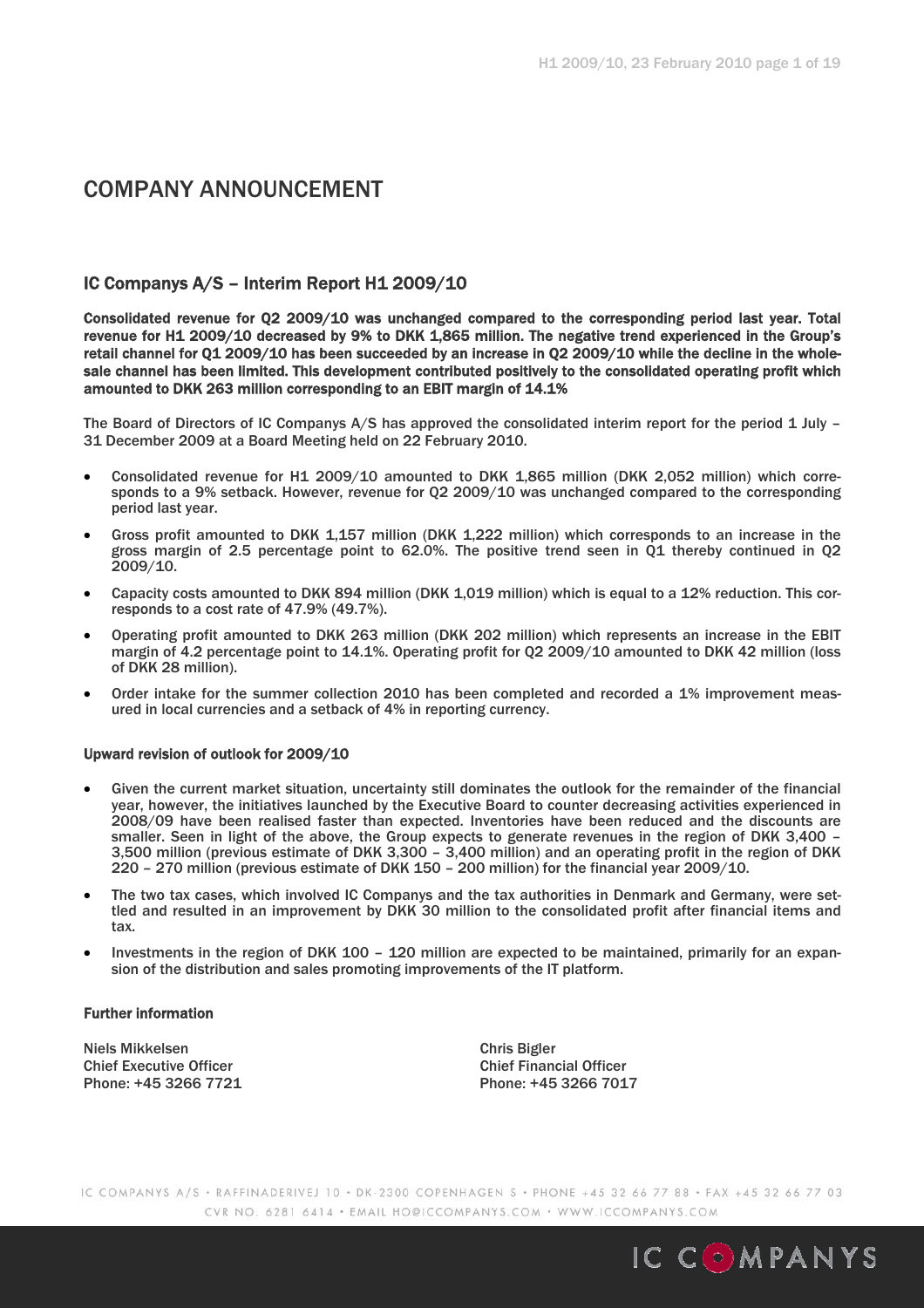# COMPANY ANNOUNCEMENT

## IC Companys A/S – Interim Report H1 2009/10

**Consolidated revenue for Q2 2009/10 was unchanged compared to the corresponding period last year. Total revenue for H1 2009/10 decreased by 9% to DKK 1,865 million. The negative trend experienced in the Group's retail channel for Q1 2009/10 has been succeeded by an increase in Q2 2009/10 while the decline in the wholesale channel has been limited. This development contributed positively to the consolidated operating profit which amounted to DKK 263 million corresponding to an EBIT margin of 14.1%**

The Board of Directors of IC Companys A/S has approved the consolidated interim report for the period 1 July – 31 December 2009 at a Board Meeting held on 22 February 2010.

- Consolidated revenue for H1 2009/10 amounted to DKK 1,865 million (DKK 2,052 million) which corresponds to a 9% setback. However, revenue for Q2 2009/10 was unchanged compared to the corresponding period last year.
- Gross profit amounted to DKK 1,157 million (DKK 1,222 million) which corresponds to an increase in the gross margin of 2.5 percentage point to 62.0%. The positive trend seen in Q1 thereby continued in Q2 2009/10.
- Capacity costs amounted to DKK 894 million (DKK 1,019 million) which is equal to a 12% reduction. This corresponds to a cost rate of 47.9% (49.7%).
- Operating profit amounted to DKK 263 million (DKK 202 million) which represents an increase in the EBIT margin of 4.2 percentage point to 14.1%. Operating profit for Q2 2009/10 amounted to DKK 42 million (loss of DKK 28 million).
- Order intake for the summer collection 2010 has been completed and recorded a 1% improvement measured in local currencies and a setback of 4% in reporting currency.

**Upward revision of outlook for 2009/10**

- Given the current market situation, uncertainty still dominates the outlook for the remainder of the financial year, however, the initiatives launched by the Executive Board to counter decreasing activities experienced in 2008/09 have been realised faster than expected. Inventories have been reduced and the discounts are smaller. Seen in light of the above, the Group expects to generate revenues in the region of DKK 3,400 – 3,500 million (previous estimate of DKK 3,300 – 3,400 million) and an operating profit in the region of DKK 220 – 270 million (previous estimate of DKK 150 – 200 million) for the financial year 2009/10.
- The two tax cases, which involved IC Companys and the tax authorities in Denmark and Germany, were settled and resulted in an improvement by DKK 30 million to the consolidated profit after financial items and tax.
- Investments in the region of DKK 100 – 120 million are expected to be maintained, primarily for an expansion of the distribution and sales promoting improvements of the IT platform.

**Further information**

Niels Mikkelsen
Chief Executive Officer
Phone: +45 3266 7721

Chris Bigler
Chief Financial Officer
Phone: +45 3266 7017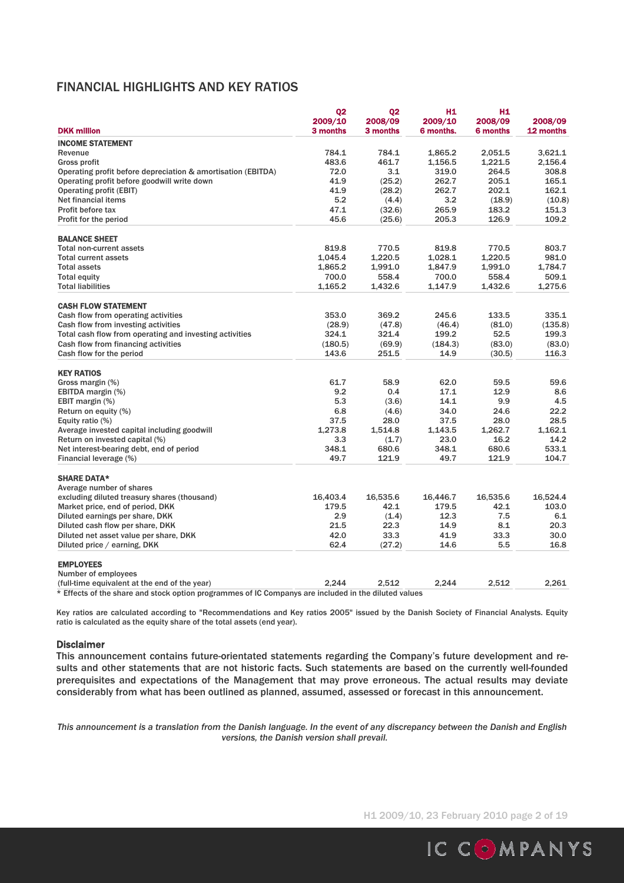# FINANCIAL HIGHLIGHTS AND KEY RATIOS

| DKK million | Q2 2009/10 3 months | Q2 2008/09 3 months | H1 2009/10 6 months. | H1 2008/09 6 months | 2008/09 12 months |
|---|---|---|---|---|---|
| **INCOME STATEMENT** | | | | | |
| Revenue | 784.1 | 784.1 | 1,865.2 | 2,051.5 | 3,621.1 |
| Gross profit | 483.6 | 461.7 | 1,156.5 | 1,221.5 | 2,156.4 |
| Operating profit before depreciation & amortisation (EBITDA) | 72.0 | 3.1 | 319.0 | 264.5 | 308.8 |
| Operating profit before goodwill write down | 41.9 | (25.2) | 262.7 | 205.1 | 165.1 |
| Operating profit (EBIT) | 41.9 | (28.2) | 262.7 | 202.1 | 162.1 |
| Net financial items | 5.2 | (4.4) | 3.2 | (18.9) | (10.8) |
| Profit before tax | 47.1 | (32.6) | 265.9 | 183.2 | 151.3 |
| Profit for the period | 45.6 | (25.6) | 205.3 | 126.9 | 109.2 |
| **BALANCE SHEET** | | | | | |
| Total non-current assets | 819.8 | 770.5 | 819.8 | 770.5 | 803.7 |
| Total current assets | 1,045.4 | 1,220.5 | 1,028.1 | 1,220.5 | 981.0 |
| Total assets | 1,865.2 | 1,991.0 | 1,847.9 | 1,991.0 | 1,784.7 |
| Total equity | 700.0 | 558.4 | 700.0 | 558.4 | 509.1 |
| Total liabilities | 1,165.2 | 1,432.6 | 1,147.9 | 1,432.6 | 1,275.6 |
| **CASH FLOW STATEMENT** | | | | | |
| Cash flow from operating activities | 353.0 | 369.2 | 245.6 | 133.5 | 335.1 |
| Cash flow from investing activities | (28.9) | (47.8) | (46.4) | (81.0) | (135.8) |
| Total cash flow from operating and investing activities | 324.1 | 321.4 | 199.2 | 52.5 | 199.3 |
| Cash flow from financing activities | (180.5) | (69.9) | (184.3) | (83.0) | (83.0) |
| Cash flow for the period | 143.6 | 251.5 | 14.9 | (30.5) | 116.3 |
| **KEY RATIOS** | | | | | |
| Gross margin (%) | 61.7 | 58.9 | 62.0 | 59.5 | 59.6 |
| EBITDA margin (%) | 9.2 | 0.4 | 17.1 | 12.9 | 8.6 |
| EBIT margin (%) | 5.3 | (3.6) | 14.1 | 9.9 | 4.5 |
| Return on equity (%) | 6.8 | (4.6) | 34.0 | 24.6 | 22.2 |
| Equity ratio (%) | 37.5 | 28.0 | 37.5 | 28.0 | 28.5 |
| Average invested capital including goodwill | 1,273.8 | 1,514.8 | 1,143.5 | 1,262.7 | 1,162.1 |
| Return on invested capital (%) | 3.3 | (1.7) | 23.0 | 16.2 | 14.2 |
| Net interest-bearing debt, end of period | 348.1 | 680.6 | 348.1 | 680.6 | 533.1 |
| Financial leverage (%) | 49.7 | 121.9 | 49.7 | 121.9 | 104.7 |
| **SHARE DATA*** | | | | | |
| Average number of shares excluding diluted treasury shares (thousand) | 16,403.4 | 16,535.6 | 16,446.7 | 16,535.6 | 16,524.4 |
| Market price, end of period, DKK | 179.5 | 42.1 | 179.5 | 42.1 | 103.0 |
| Diluted earnings per share, DKK | 2.9 | (1.4) | 12.3 | 7.5 | 6.1 |
| Diluted cash flow per share, DKK | 21.5 | 22.3 | 14.9 | 8.1 | 20.3 |
| Diluted net asset value per share, DKK | 42.0 | 33.3 | 41.9 | 33.3 | 30.0 |
| Diluted price / earning, DKK | 62.4 | (27.2) | 14.6 | 5.5 | 16.8 |
| **EMPLOYEES** | | | | | |
| Number of employees (full-time equivalent at the end of the year) | 2,244 | 2,512 | 2,244 | 2,512 | 2,261 |

* Effects of the share and stock option programmes of IC Companys are included in the diluted values

Key ratios are calculated according to "Recommendations and Key ratios 2005" issued by the Danish Society of Financial Analysts. Equity ratio is calculated as the equity share of the total assets (end year).

### Disclaimer

This announcement contains future-orientated statements regarding the Company's future development and results and other statements that are not historic facts. Such statements are based on the currently well-founded prerequisites and expectations of the Management that may prove erroneous. The actual results may deviate considerably from what has been outlined as planned, assumed, assessed or forecast in this announcement.

*This announcement is a translation from the Danish language. In the event of any discrepancy between the Danish and English versions, the Danish version shall prevail.*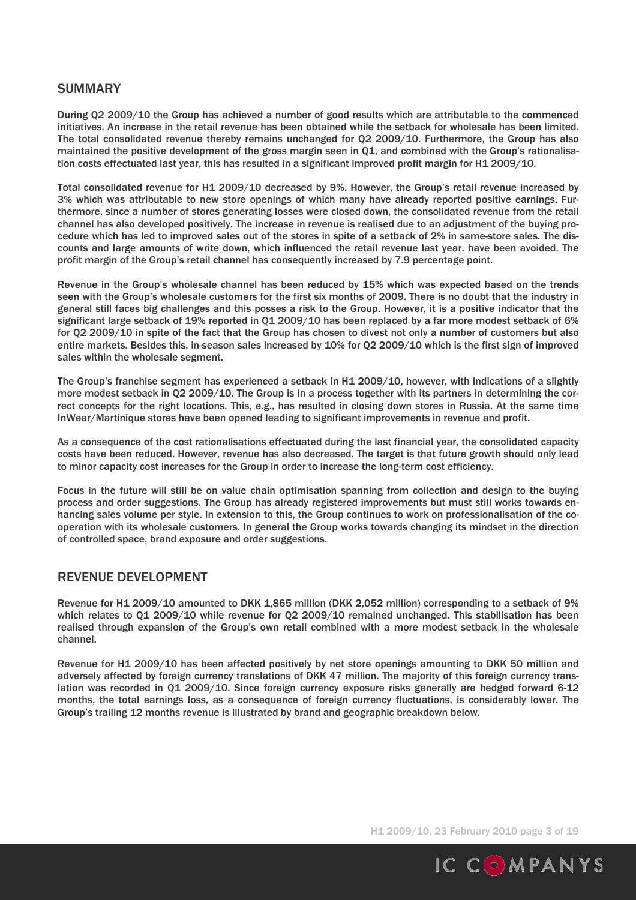## SUMMARY

During Q2 2009/10 the Group has achieved a number of good results which are attributable to the commenced initiatives. An increase in the retail revenue has been obtained while the setback for wholesale has been limited. The total consolidated revenue thereby remains unchanged for Q2 2009/10. Furthermore, the Group has also maintained the positive development of the gross margin seen in Q1, and combined with the Group's rationalisation costs effectuated last year, this has resulted in a significant improved profit margin for H1 2009/10.

Total consolidated revenue for H1 2009/10 decreased by 9%. However, the Group's retail revenue increased by 3% which was attributable to new store openings of which many have already reported positive earnings. Furthermore, since a number of stores generating losses were closed down, the consolidated revenue from the retail channel has also developed positively. The increase in revenue is realised due to an adjustment of the buying procedure which has led to improved sales out of the stores in spite of a setback of 2% in same-store sales. The discounts and large amounts of write down, which influenced the retail revenue last year, have been avoided. The profit margin of the Group's retail channel has consequently increased by 7.9 percentage point.

Revenue in the Group's wholesale channel has been reduced by 15% which was expected based on the trends seen with the Group's wholesale customers for the first six months of 2009. There is no doubt that the industry in general still faces big challenges and this posses a risk to the Group. However, it is a positive indicator that the significant large setback of 19% reported in Q1 2009/10 has been replaced by a far more modest setback of 6% for Q2 2009/10 in spite of the fact that the Group has chosen to divest not only a number of customers but also entire markets. Besides this, in-season sales increased by 10% for Q2 2009/10 which is the first sign of improved sales within the wholesale segment.

The Group's franchise segment has experienced a setback in H1 2009/10, however, with indications of a slightly more modest setback in Q2 2009/10. The Group is in a process together with its partners in determining the correct concepts for the right locations. This, e.g., has resulted in closing down stores in Russia. At the same time InWear/Martinique stores have been opened leading to significant improvements in revenue and profit.

As a consequence of the cost rationalisations effectuated during the last financial year, the consolidated capacity costs have been reduced. However, revenue has also decreased. The target is that future growth should only lead to minor capacity cost increases for the Group in order to increase the long-term cost efficiency.

Focus in the future will still be on value chain optimisation spanning from collection and design to the buying process and order suggestions. The Group has already registered improvements but must still works towards enhancing sales volume per style. In extension to this, the Group continues to work on professionalisation of the cooperation with its wholesale customers. In general the Group works towards changing its mindset in the direction of controlled space, brand exposure and order suggestions.

## REVENUE DEVELOPMENT

Revenue for H1 2009/10 amounted to DKK 1,865 million (DKK 2,052 million) corresponding to a setback of 9% which relates to Q1 2009/10 while revenue for Q2 2009/10 remained unchanged. This stabilisation has been realised through expansion of the Group's own retail combined with a more modest setback in the wholesale channel.

Revenue for H1 2009/10 has been affected positively by net store openings amounting to DKK 50 million and adversely affected by foreign currency translations of DKK 47 million. The majority of this foreign currency translation was recorded in Q1 2009/10. Since foreign currency exposure risks generally are hedged forward 6-12 months, the total earnings loss, as a consequence of foreign currency fluctuations, is considerably lower. The Group's trailing 12 months revenue is illustrated by brand and geographic breakdown below.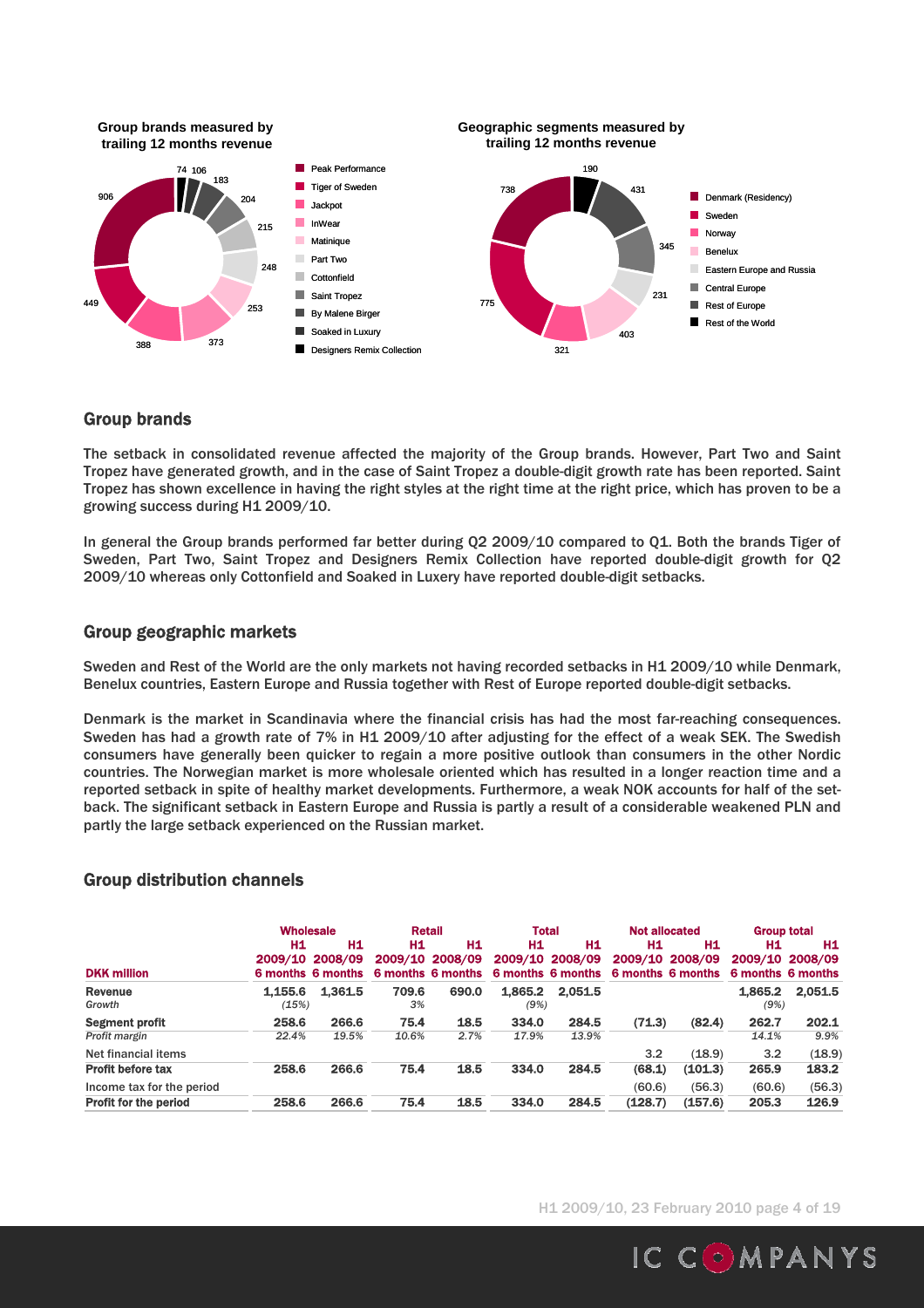**Group brands measured by trailing 12 months revenue**

- Peak Performance
- Tiger of Sweden
- Jackpot
- InWear
- Matinique
- Part Two
- Cottonfield
- Saint Tropez
- By Malene Birger
- Soaked in Luxury
- Designers Remix Collection

**Geographic segments measured by trailing 12 months revenue**

- Denmark (Residency)
- Sweden
- Norway
- Benelux
- Eastern Europe and Russia
- Central Europe
- Rest of Europe
- Rest of the World

## Group brands

The setback in consolidated revenue affected the majority of the Group brands. However, Part Two and Saint Tropez have generated growth, and in the case of Saint Tropez a double-digit growth rate has been reported. Saint Tropez has shown excellence in having the right styles at the right time at the right price, which has proven to be a growing success during H1 2009/10.

In general the Group brands performed far better during Q2 2009/10 compared to Q1. Both the brands Tiger of Sweden, Part Two, Saint Tropez and Designers Remix Collection have reported double-digit growth for Q2 2009/10 whereas only Cottonfield and Soaked in Luxery have reported double-digit setbacks.

## Group geographic markets

Sweden and Rest of the World are the only markets not having recorded setbacks in H1 2009/10 while Denmark, Benelux countries, Eastern Europe and Russia together with Rest of Europe reported double-digit setbacks.

Denmark is the market in Scandinavia where the financial crisis has had the most far-reaching consequences. Sweden has had a growth rate of 7% in H1 2009/10 after adjusting for the effect of a weak SEK. The Swedish consumers have generally been quicker to regain a more positive outlook than consumers in the other Nordic countries. The Norwegian market is more wholesale oriented which has resulted in a longer reaction time and a reported setback in spite of healthy market developments. Furthermore, a weak NOK accounts for half of the set-back. The significant setback in Eastern Europe and Russia is partly a result of a considerable weakened PLN and partly the large setback experienced on the Russian market.

## Group distribution channels

| | Wholesale | | Retail | | Total | | Not allocated | | Group total | |
|---|---|---|---|---|---|---|---|---|---|---|
| **DKK million** | H1 2009/10 6 months | H1 2008/09 6 months | H1 2009/10 6 months | H1 2008/09 6 months | H1 2009/10 6 months | H1 2008/09 6 months | H1 2009/10 6 months | H1 2008/09 6 months | H1 2009/10 6 months | H1 2008/09 6 months |
| **Revenue** | 1,155.6 | 1,361.5 | 709.6 | 690.0 | 1,865.2 | 2,051.5 | | | 1,865.2 | 2,051.5 |
| *Growth* | *(15%)* | | *3%* | | *(9%)* | | | | *(9%)* | |
| **Segment profit** | 258.6 | 266.6 | 75.4 | 18.5 | 334.0 | 284.5 | (71.3) | (82.4) | 262.7 | 202.1 |
| *Profit margin* | *22.4%* | *19.5%* | *10.6%* | *2.7%* | *17.9%* | *13.9%* | | | *14.1%* | *9.9%* |
| Net financial items | | | | | | | 3.2 | (18.9) | 3.2 | (18.9) |
| **Profit before tax** | 258.6 | 266.6 | 75.4 | 18.5 | 334.0 | 284.5 | (68.1) | (101.3) | 265.9 | 183.2 |
| Income tax for the period | | | | | | | (60.6) | (56.3) | (60.6) | (56.3) |
| **Profit for the period** | 258.6 | 266.6 | 75.4 | 18.5 | 334.0 | 284.5 | (128.7) | (157.6) | 205.3 | 126.9 |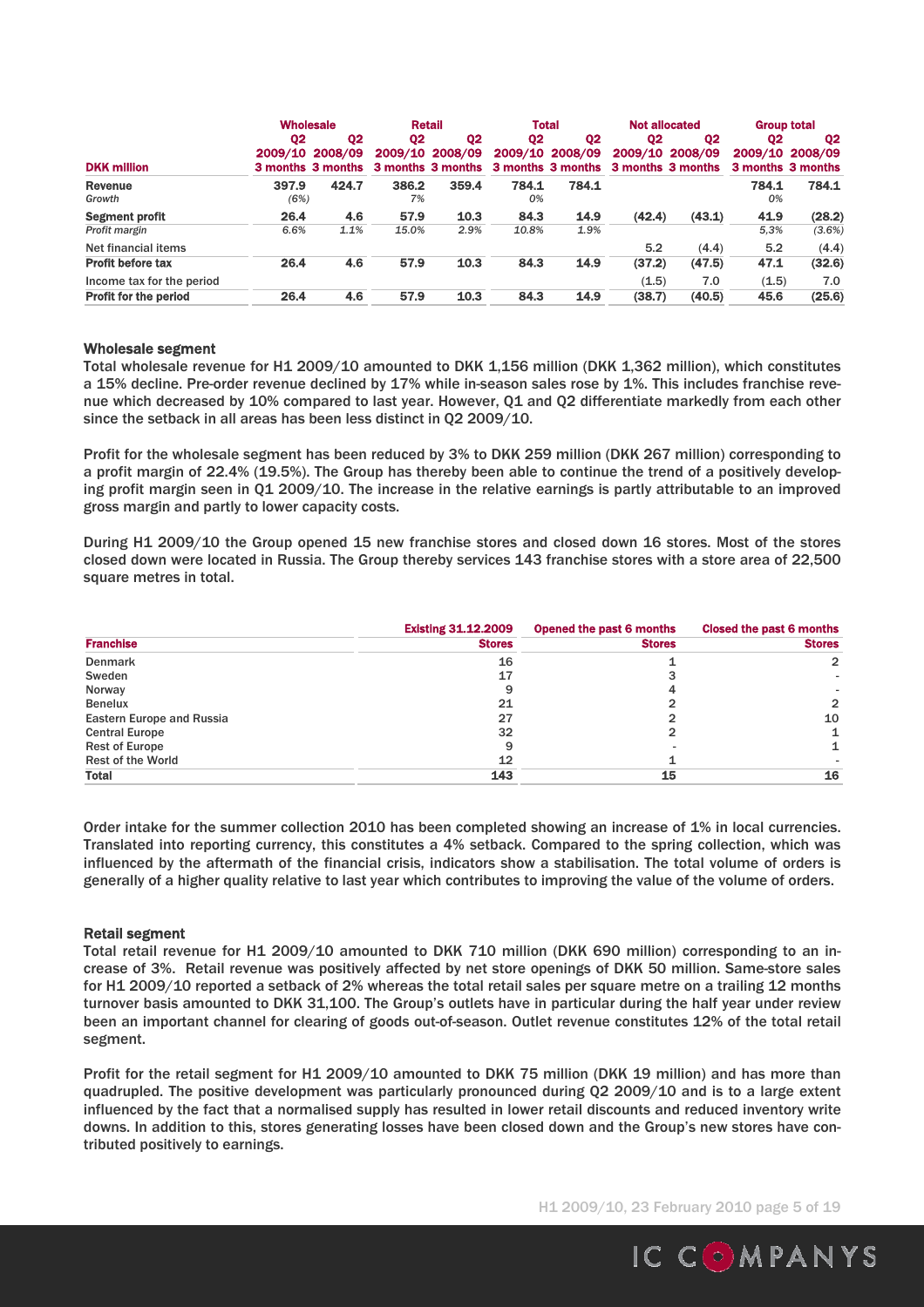| DKK million | Wholesale | | Retail | | Total | | Not allocated | | Group total | |
|---|---|---|---|---|---|---|---|---|---|---|
| | Q2 2009/10 3 months | Q2 2008/09 3 months | Q2 2009/10 3 months | Q2 2008/09 3 months | Q2 2009/10 3 months | Q2 2008/09 3 months | Q2 2009/10 3 months | Q2 2008/09 3 months | Q2 2009/10 3 months | Q2 2008/09 3 months |
| **Revenue** | 397.9 | 424.7 | 386.2 | 359.4 | 784.1 | 784.1 | | | 784.1 | 784.1 |
| *Growth* | *(6%)* | | *7%* | | *0%* | | | | *0%* | |
| **Segment profit** | 26.4 | 4.6 | 57.9 | 10.3 | 84.3 | 14.9 | (42.4) | (43.1) | 41.9 | (28.2) |
| *Profit margin* | *6.6%* | *1.1%* | *15.0%* | *2.9%* | *10.8%* | *1.9%* | | | *5,3%* | *(3.6%)* |
| Net financial items | | | | | | | 5.2 | (4.4) | 5.2 | (4.4) |
| **Profit before tax** | 26.4 | 4.6 | 57.9 | 10.3 | 84.3 | 14.9 | (37.2) | (47.5) | 47.1 | (32.6) |
| Income tax for the period | | | | | | | (1.5) | 7.0 | (1.5) | 7.0 |
| **Profit for the period** | 26.4 | 4.6 | 57.9 | 10.3 | 84.3 | 14.9 | (38.7) | (40.5) | 45.6 | (25.6) |

### Wholesale segment

Total wholesale revenue for H1 2009/10 amounted to DKK 1,156 million (DKK 1,362 million), which constitutes a 15% decline. Pre-order revenue declined by 17% while in-season sales rose by 1%. This includes franchise revenue which decreased by 10% compared to last year. However, Q1 and Q2 differentiate markedly from each other since the setback in all areas has been less distinct in Q2 2009/10.

Profit for the wholesale segment has been reduced by 3% to DKK 259 million (DKK 267 million) corresponding to a profit margin of 22.4% (19.5%). The Group has thereby been able to continue the trend of a positively developing profit margin seen in Q1 2009/10. The increase in the relative earnings is partly attributable to an improved gross margin and partly to lower capacity costs.

During H1 2009/10 the Group opened 15 new franchise stores and closed down 16 stores. Most of the stores closed down were located in Russia. The Group thereby services 143 franchise stores with a store area of 22,500 square metres in total.

| Franchise | Existing 31.12.2009 Stores | Opened the past 6 months Stores | Closed the past 6 months Stores |
|---|---|---|---|
| Denmark | 16 | 1 | 2 |
| Sweden | 17 | 3 | - |
| Norway | 9 | 4 | - |
| Benelux | 21 | 2 | 2 |
| Eastern Europe and Russia | 27 | 2 | 10 |
| Central Europe | 32 | 2 | 1 |
| Rest of Europe | 9 | - | 1 |
| Rest of the World | 12 | 1 | - |
| **Total** | **143** | **15** | **16** |

Order intake for the summer collection 2010 has been completed showing an increase of 1% in local currencies. Translated into reporting currency, this constitutes a 4% setback. Compared to the spring collection, which was influenced by the aftermath of the financial crisis, indicators show a stabilisation. The total volume of orders is generally of a higher quality relative to last year which contributes to improving the value of the volume of orders.

### Retail segment

Total retail revenue for H1 2009/10 amounted to DKK 710 million (DKK 690 million) corresponding to an increase of 3%. Retail revenue was positively affected by net store openings of DKK 50 million. Same-store sales for H1 2009/10 reported a setback of 2% whereas the total retail sales per square metre on a trailing 12 months turnover basis amounted to DKK 31,100. The Group's outlets have in particular during the half year under review been an important channel for clearing of goods out-of-season. Outlet revenue constitutes 12% of the total retail segment.

Profit for the retail segment for H1 2009/10 amounted to DKK 75 million (DKK 19 million) and has more than quadrupled. The positive development was particularly pronounced during Q2 2009/10 and is to a large extent influenced by the fact that a normalised supply has resulted in lower retail discounts and reduced inventory write downs. In addition to this, stores generating losses have been closed down and the Group's new stores have contributed positively to earnings.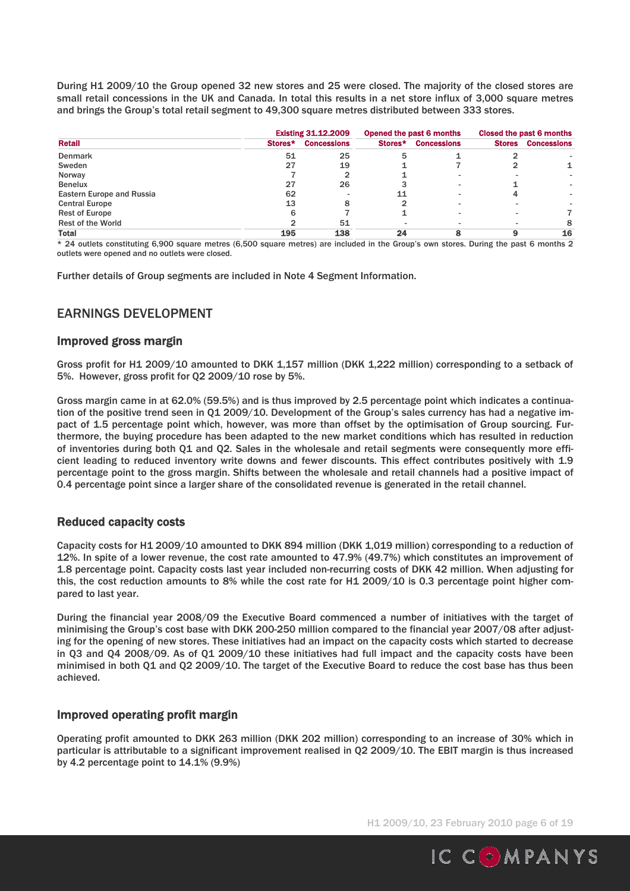During H1 2009/10 the Group opened 32 new stores and 25 were closed. The majority of the closed stores are small retail concessions in the UK and Canada. In total this results in a net store influx of 3,000 square metres and brings the Group's total retail segment to 49,300 square metres distributed between 333 stores.

| | Existing 31.12.2009 | | Opened the past 6 months | | Closed the past 6 months | |
|---|---|---|---|---|---|---|
| **Retail** | **Stores*** | **Concessions** | **Stores*** | **Concessions** | **Stores** | **Concessions** |
| Denmark | 51 | 25 | 5 | 1 | 2 | - |
| Sweden | 27 | 19 | 1 | 7 | 2 | 1 |
| Norway | 7 | 2 | 1 | - | - | - |
| Benelux | 27 | 26 | 3 | - | 1 | - |
| Eastern Europe and Russia | 62 | - | 11 | - | 4 | - |
| Central Europe | 13 | 8 | 2 | - | - | - |
| Rest of Europe | 6 | 7 | 1 | - | - | 7 |
| Rest of the World | 2 | 51 | - | - | - | 8 |
| **Total** | **195** | **138** | **24** | **8** | **9** | **16** |

* 24 outlets constituting 6,900 square metres (6,500 square metres) are included in the Group's own stores. During the past 6 months 2 outlets were opened and no outlets were closed.

Further details of Group segments are included in Note 4 Segment Information.

## EARNINGS DEVELOPMENT

### Improved gross margin

Gross profit for H1 2009/10 amounted to DKK 1,157 million (DKK 1,222 million) corresponding to a setback of 5%. However, gross profit for Q2 2009/10 rose by 5%.

Gross margin came in at 62.0% (59.5%) and is thus improved by 2.5 percentage point which indicates a continuation of the positive trend seen in Q1 2009/10. Development of the Group's sales currency has had a negative impact of 1.5 percentage point which, however, was more than offset by the optimisation of Group sourcing. Furthermore, the buying procedure has been adapted to the new market conditions which has resulted in reduction of inventories during both Q1 and Q2. Sales in the wholesale and retail segments were consequently more efficient leading to reduced inventory write downs and fewer discounts. This effect contributes positively with 1.9 percentage point to the gross margin. Shifts between the wholesale and retail channels had a positive impact of 0.4 percentage point since a larger share of the consolidated revenue is generated in the retail channel.

### Reduced capacity costs

Capacity costs for H1 2009/10 amounted to DKK 894 million (DKK 1,019 million) corresponding to a reduction of 12%. In spite of a lower revenue, the cost rate amounted to 47.9% (49.7%) which constitutes an improvement of 1.8 percentage point. Capacity costs last year included non-recurring costs of DKK 42 million. When adjusting for this, the cost reduction amounts to 8% while the cost rate for H1 2009/10 is 0.3 percentage point higher compared to last year.

During the financial year 2008/09 the Executive Board commenced a number of initiatives with the target of minimising the Group's cost base with DKK 200-250 million compared to the financial year 2007/08 after adjusting for the opening of new stores. These initiatives had an impact on the capacity costs which started to decrease in Q3 and Q4 2008/09. As of Q1 2009/10 these initiatives had full impact and the capacity costs have been minimised in both Q1 and Q2 2009/10. The target of the Executive Board to reduce the cost base has thus been achieved.

### Improved operating profit margin

Operating profit amounted to DKK 263 million (DKK 202 million) corresponding to an increase of 30% which in particular is attributable to a significant improvement realised in Q2 2009/10. The EBIT margin is thus increased by 4.2 percentage point to 14.1% (9.9%)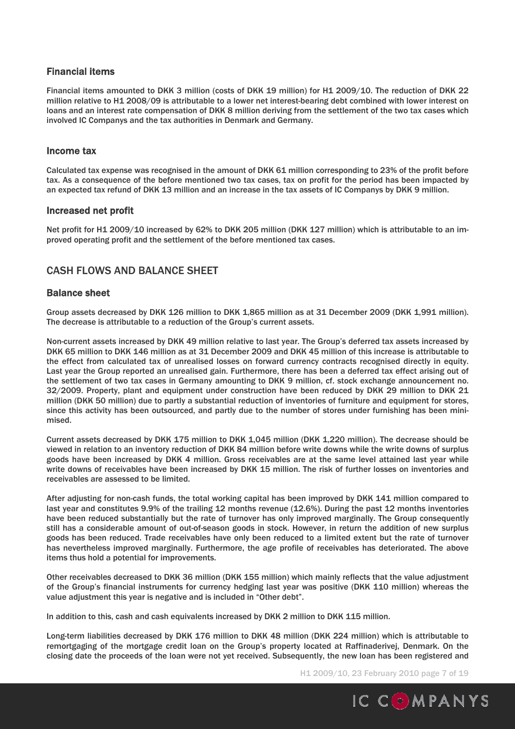### Financial items

Financial items amounted to DKK 3 million (costs of DKK 19 million) for H1 2009/10. The reduction of DKK 22 million relative to H1 2008/09 is attributable to a lower net interest-bearing debt combined with lower interest on loans and an interest rate compensation of DKK 8 million deriving from the settlement of the two tax cases which involved IC Companys and the tax authorities in Denmark and Germany.

### Income tax

Calculated tax expense was recognised in the amount of DKK 61 million corresponding to 23% of the profit before tax. As a consequence of the before mentioned two tax cases, tax on profit for the period has been impacted by an expected tax refund of DKK 13 million and an increase in the tax assets of IC Companys by DKK 9 million.

### Increased net profit

Net profit for H1 2009/10 increased by 62% to DKK 205 million (DKK 127 million) which is attributable to an improved operating profit and the settlement of the before mentioned tax cases.

## CASH FLOWS AND BALANCE SHEET

### Balance sheet

Group assets decreased by DKK 126 million to DKK 1,865 million as at 31 December 2009 (DKK 1,991 million). The decrease is attributable to a reduction of the Group's current assets.

Non-current assets increased by DKK 49 million relative to last year. The Group's deferred tax assets increased by DKK 65 million to DKK 146 million as at 31 December 2009 and DKK 45 million of this increase is attributable to the effect from calculated tax of unrealised losses on forward currency contracts recognised directly in equity. Last year the Group reported an unrealised gain. Furthermore, there has been a deferred tax effect arising out of the settlement of two tax cases in Germany amounting to DKK 9 million, cf. stock exchange announcement no. 32/2009. Property, plant and equipment under construction have been reduced by DKK 29 million to DKK 21 million (DKK 50 million) due to partly a substantial reduction of inventories of furniture and equipment for stores, since this activity has been outsourced, and partly due to the number of stores under furnishing has been minimised.

Current assets decreased by DKK 175 million to DKK 1,045 million (DKK 1,220 million). The decrease should be viewed in relation to an inventory reduction of DKK 84 million before write downs while the write downs of surplus goods have been increased by DKK 4 million. Gross receivables are at the same level attained last year while write downs of receivables have been increased by DKK 15 million. The risk of further losses on inventories and receivables are assessed to be limited.

After adjusting for non-cash funds, the total working capital has been improved by DKK 141 million compared to last year and constitutes 9.9% of the trailing 12 months revenue (12.6%). During the past 12 months inventories have been reduced substantially but the rate of turnover has only improved marginally. The Group consequently still has a considerable amount of out-of-season goods in stock. However, in return the addition of new surplus goods has been reduced. Trade receivables have only been reduced to a limited extent but the rate of turnover has nevertheless improved marginally. Furthermore, the age profile of receivables has deteriorated. The above items thus hold a potential for improvements.

Other receivables decreased to DKK 36 million (DKK 155 million) which mainly reflects that the value adjustment of the Group's financial instruments for currency hedging last year was positive (DKK 110 million) whereas the value adjustment this year is negative and is included in "Other debt".

In addition to this, cash and cash equivalents increased by DKK 2 million to DKK 115 million.

Long-term liabilities decreased by DKK 176 million to DKK 48 million (DKK 224 million) which is attributable to remortgaging of the mortgage credit loan on the Group's property located at Raffinaderivej, Denmark. On the closing date the proceeds of the loan were not yet received. Subsequently, the new loan has been registered and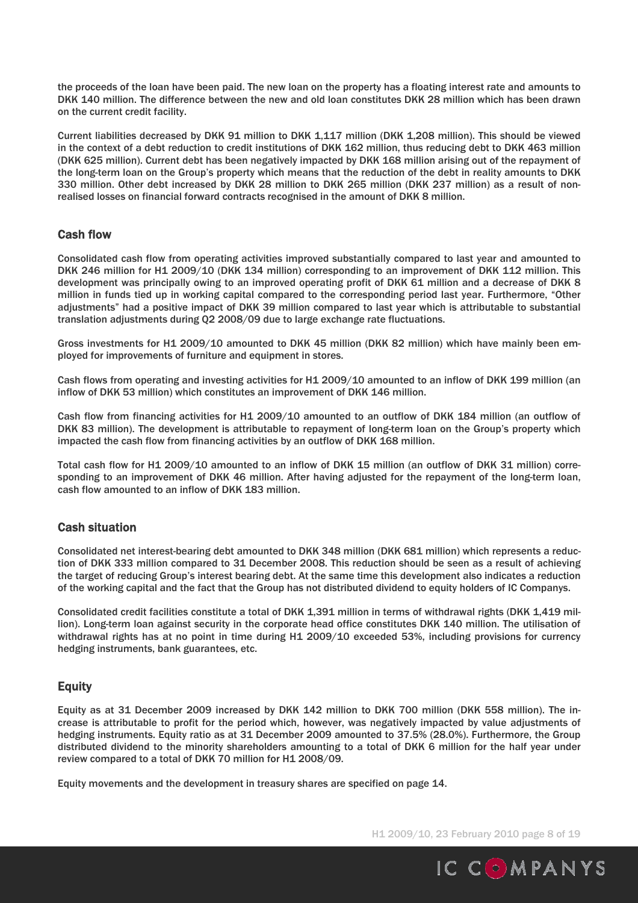the proceeds of the loan have been paid. The new loan on the property has a floating interest rate and amounts to DKK 140 million. The difference between the new and old loan constitutes DKK 28 million which has been drawn on the current credit facility.

Current liabilities decreased by DKK 91 million to DKK 1,117 million (DKK 1,208 million). This should be viewed in the context of a debt reduction to credit institutions of DKK 162 million, thus reducing debt to DKK 463 million (DKK 625 million). Current debt has been negatively impacted by DKK 168 million arising out of the repayment of the long-term loan on the Group's property which means that the reduction of the debt in reality amounts to DKK 330 million. Other debt increased by DKK 28 million to DKK 265 million (DKK 237 million) as a result of non-realised losses on financial forward contracts recognised in the amount of DKK 8 million.

## Cash flow

Consolidated cash flow from operating activities improved substantially compared to last year and amounted to DKK 246 million for H1 2009/10 (DKK 134 million) corresponding to an improvement of DKK 112 million. This development was principally owing to an improved operating profit of DKK 61 million and a decrease of DKK 8 million in funds tied up in working capital compared to the corresponding period last year. Furthermore, "Other adjustments" had a positive impact of DKK 39 million compared to last year which is attributable to substantial translation adjustments during Q2 2008/09 due to large exchange rate fluctuations.

Gross investments for H1 2009/10 amounted to DKK 45 million (DKK 82 million) which have mainly been employed for improvements of furniture and equipment in stores.

Cash flows from operating and investing activities for H1 2009/10 amounted to an inflow of DKK 199 million (an inflow of DKK 53 million) which constitutes an improvement of DKK 146 million.

Cash flow from financing activities for H1 2009/10 amounted to an outflow of DKK 184 million (an outflow of DKK 83 million). The development is attributable to repayment of long-term loan on the Group's property which impacted the cash flow from financing activities by an outflow of DKK 168 million.

Total cash flow for H1 2009/10 amounted to an inflow of DKK 15 million (an outflow of DKK 31 million) corresponding to an improvement of DKK 46 million. After having adjusted for the repayment of the long-term loan, cash flow amounted to an inflow of DKK 183 million.

## Cash situation

Consolidated net interest-bearing debt amounted to DKK 348 million (DKK 681 million) which represents a reduction of DKK 333 million compared to 31 December 2008. This reduction should be seen as a result of achieving the target of reducing Group's interest bearing debt. At the same time this development also indicates a reduction of the working capital and the fact that the Group has not distributed dividend to equity holders of IC Companys.

Consolidated credit facilities constitute a total of DKK 1,391 million in terms of withdrawal rights (DKK 1,419 million). Long-term loan against security in the corporate head office constitutes DKK 140 million. The utilisation of withdrawal rights has at no point in time during H1 2009/10 exceeded 53%, including provisions for currency hedging instruments, bank guarantees, etc.

## Equity

Equity as at 31 December 2009 increased by DKK 142 million to DKK 700 million (DKK 558 million). The increase is attributable to profit for the period which, however, was negatively impacted by value adjustments of hedging instruments. Equity ratio as at 31 December 2009 amounted to 37.5% (28.0%). Furthermore, the Group distributed dividend to the minority shareholders amounting to a total of DKK 6 million for the half year under review compared to a total of DKK 70 million for H1 2008/09.

Equity movements and the development in treasury shares are specified on page 14.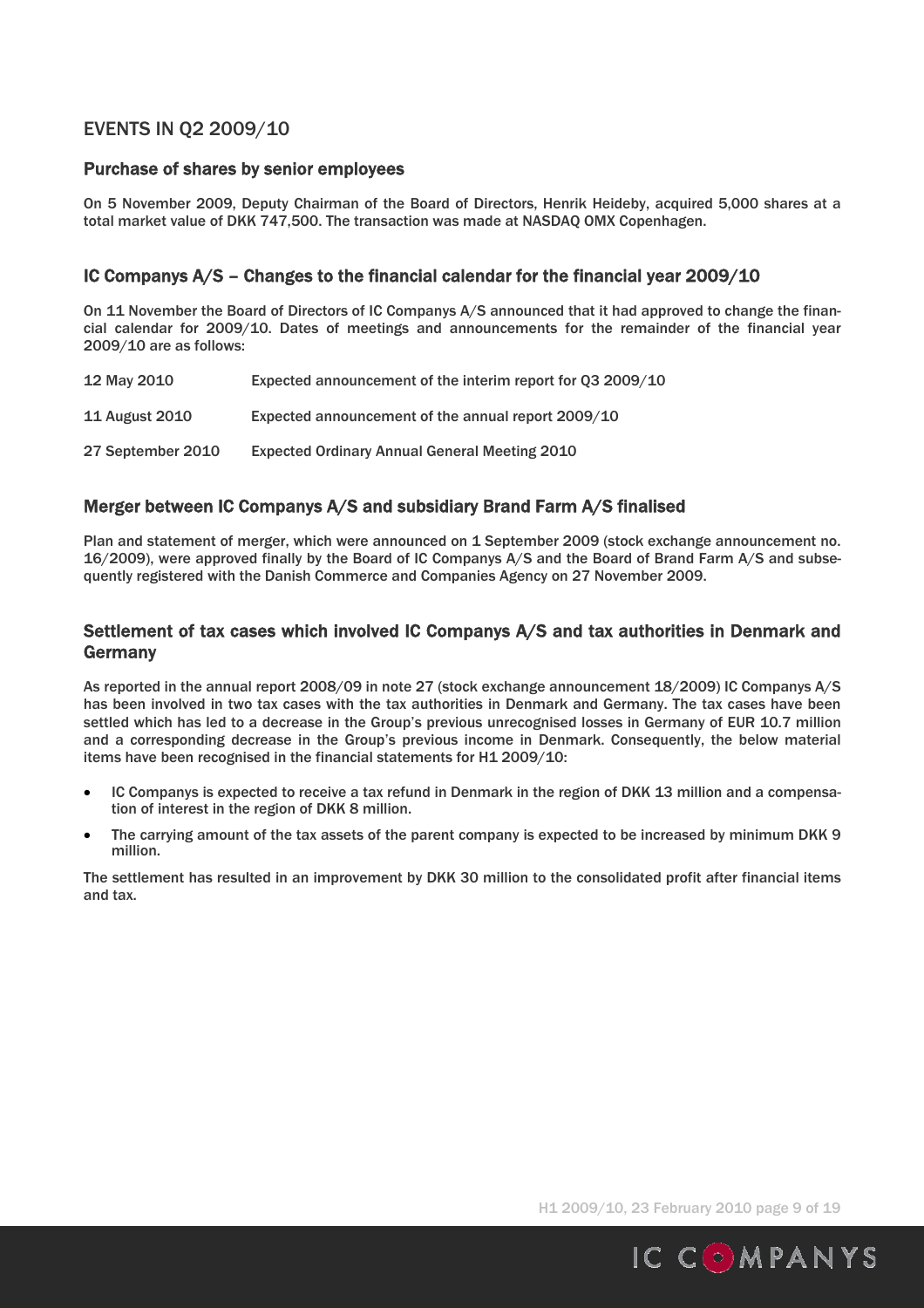# EVENTS IN Q2 2009/10

## Purchase of shares by senior employees

On 5 November 2009, Deputy Chairman of the Board of Directors, Henrik Heideby, acquired 5,000 shares at a total market value of DKK 747,500. The transaction was made at NASDAQ OMX Copenhagen.

## IC Companys A/S – Changes to the financial calendar for the financial year 2009/10

On 11 November the Board of Directors of IC Companys A/S announced that it had approved to change the financial calendar for 2009/10. Dates of meetings and announcements for the remainder of the financial year 2009/10 are as follows:

| | |
|---|---|
| 12 May 2010 | Expected announcement of the interim report for Q3 2009/10 |
| 11 August 2010 | Expected announcement of the annual report 2009/10 |
| 27 September 2010 | Expected Ordinary Annual General Meeting 2010 |

## Merger between IC Companys A/S and subsidiary Brand Farm A/S finalised

Plan and statement of merger, which were announced on 1 September 2009 (stock exchange announcement no. 16/2009), were approved finally by the Board of IC Companys A/S and the Board of Brand Farm A/S and subsequently registered with the Danish Commerce and Companies Agency on 27 November 2009.

## Settlement of tax cases which involved IC Companys A/S and tax authorities in Denmark and Germany

As reported in the annual report 2008/09 in note 27 (stock exchange announcement 18/2009) IC Companys A/S has been involved in two tax cases with the tax authorities in Denmark and Germany. The tax cases have been settled which has led to a decrease in the Group's previous unrecognised losses in Germany of EUR 10.7 million and a corresponding decrease in the Group's previous income in Denmark. Consequently, the below material items have been recognised in the financial statements for H1 2009/10:

- IC Companys is expected to receive a tax refund in Denmark in the region of DKK 13 million and a compensation of interest in the region of DKK 8 million.
- The carrying amount of the tax assets of the parent company is expected to be increased by minimum DKK 9 million.

The settlement has resulted in an improvement by DKK 30 million to the consolidated profit after financial items and tax.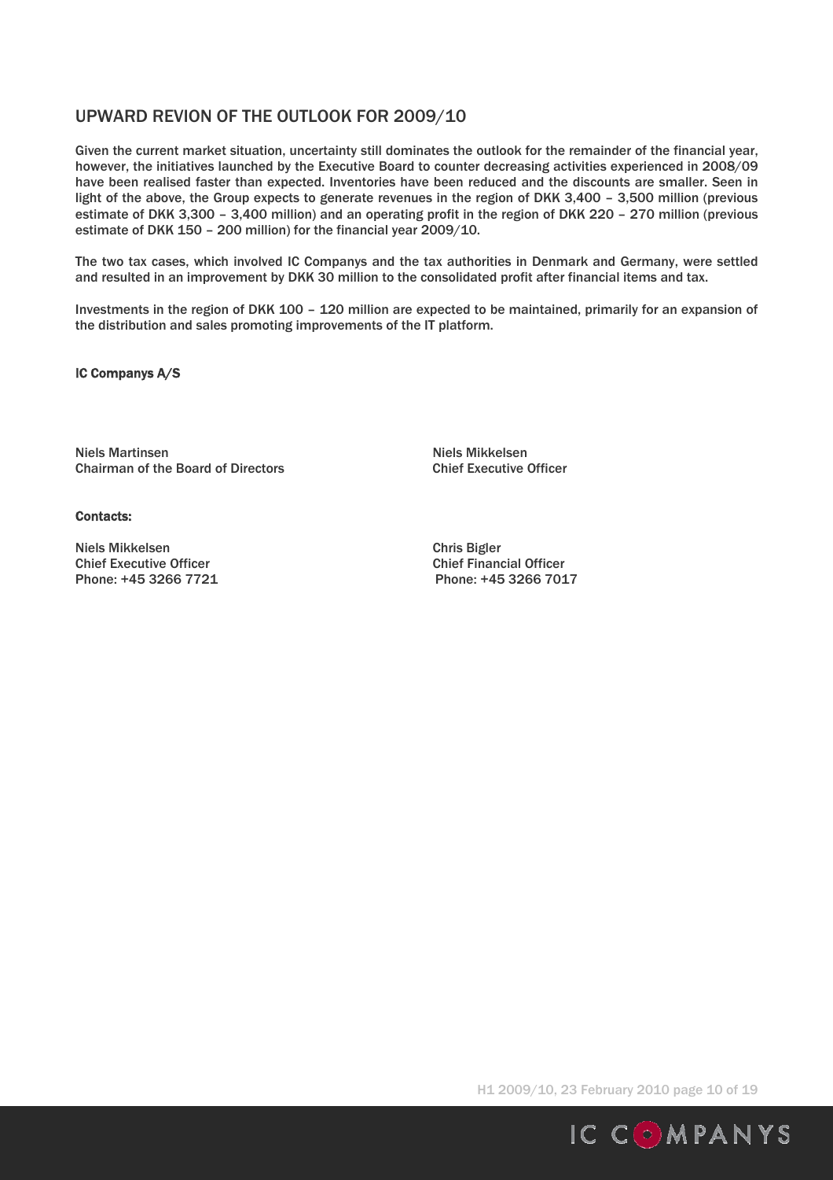## UPWARD REVION OF THE OUTLOOK FOR 2009/10

Given the current market situation, uncertainty still dominates the outlook for the remainder of the financial year, however, the initiatives launched by the Executive Board to counter decreasing activities experienced in 2008/09 have been realised faster than expected. Inventories have been reduced and the discounts are smaller. Seen in light of the above, the Group expects to generate revenues in the region of DKK 3,400 – 3,500 million (previous estimate of DKK 3,300 – 3,400 million) and an operating profit in the region of DKK 220 – 270 million (previous estimate of DKK 150 – 200 million) for the financial year 2009/10.

The two tax cases, which involved IC Companys and the tax authorities in Denmark and Germany, were settled and resulted in an improvement by DKK 30 million to the consolidated profit after financial items and tax.

Investments in the region of DKK 100 – 120 million are expected to be maintained, primarily for an expansion of the distribution and sales promoting improvements of the IT platform.

**IC Companys A/S**

Niels Martinsen
Chairman of the Board of Directors

Niels Mikkelsen
Chief Executive Officer

**Contacts:**

Niels Mikkelsen
Chief Executive Officer
Phone: +45 3266 7721

Chris Bigler
Chief Financial Officer
Phone: +45 3266 7017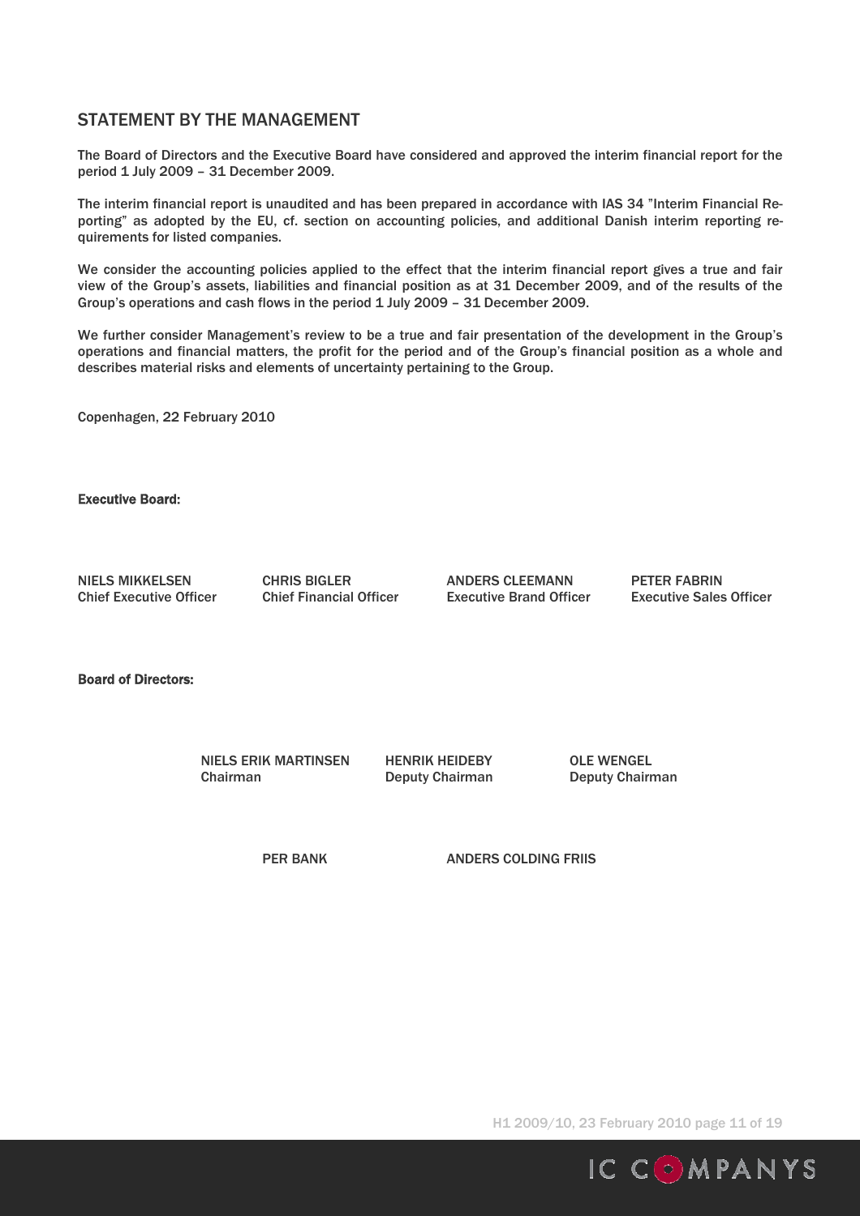## STATEMENT BY THE MANAGEMENT

The Board of Directors and the Executive Board have considered and approved the interim financial report for the period 1 July 2009 – 31 December 2009.

The interim financial report is unaudited and has been prepared in accordance with IAS 34 "Interim Financial Reporting" as adopted by the EU, cf. section on accounting policies, and additional Danish interim reporting requirements for listed companies.

We consider the accounting policies applied to the effect that the interim financial report gives a true and fair view of the Group's assets, liabilities and financial position as at 31 December 2009, and of the results of the Group's operations and cash flows in the period 1 July 2009 – 31 December 2009.

We further consider Management's review to be a true and fair presentation of the development in the Group's operations and financial matters, the profit for the period and of the Group's financial position as a whole and describes material risks and elements of uncertainty pertaining to the Group.

Copenhagen, 22 February 2010

**Executive Board:**

NIELS MIKKELSEN
Chief Executive Officer

CHRIS BIGLER
Chief Financial Officer

ANDERS CLEEMANN
Executive Brand Officer

PETER FABRIN
Executive Sales Officer

**Board of Directors:**

NIELS ERIK MARTINSEN
Chairman

HENRIK HEIDEBY
Deputy Chairman

OLE WENGEL
Deputy Chairman

PER BANK

ANDERS COLDING FRIIS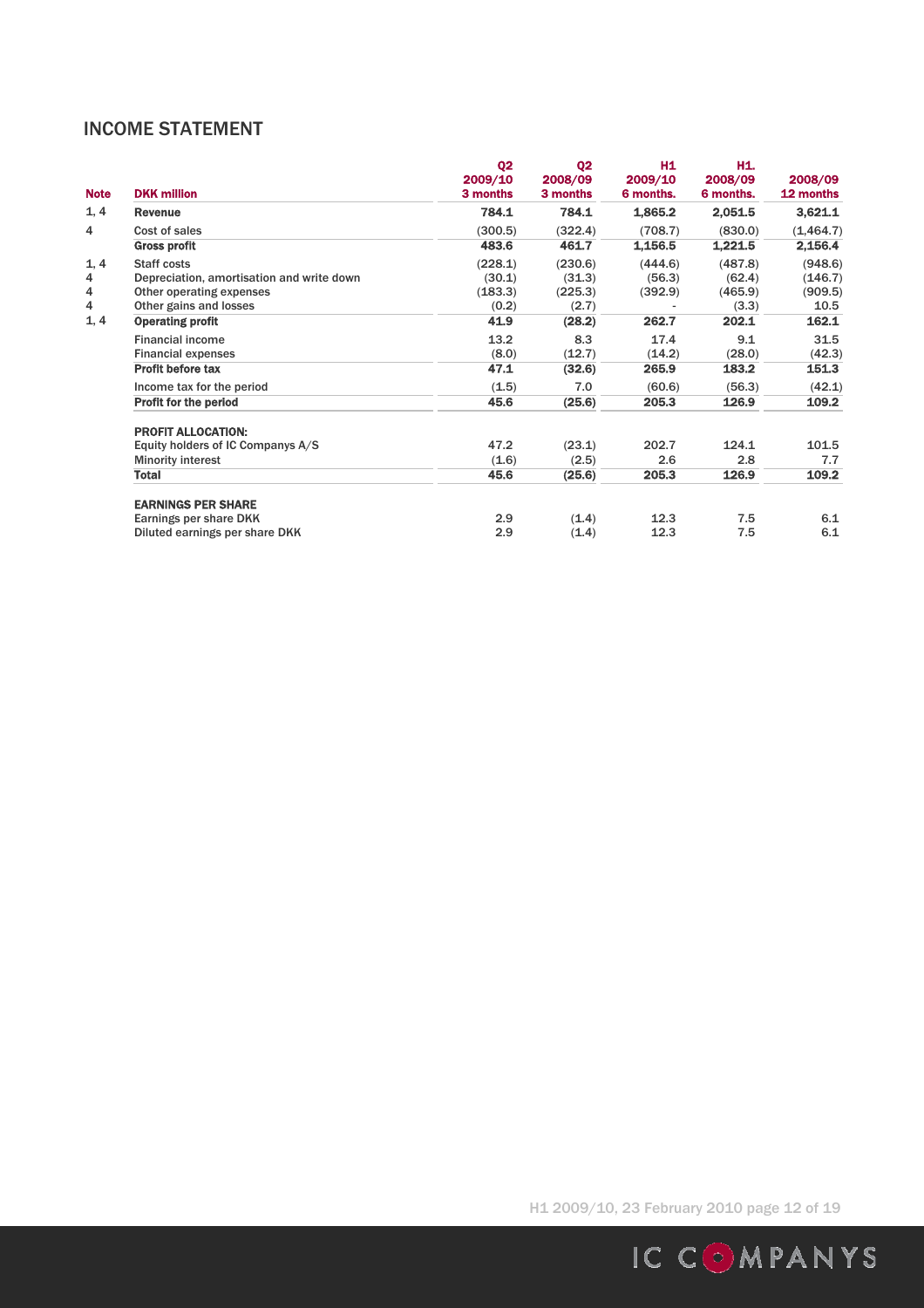## INCOME STATEMENT

| Note | DKK million | Q2 2009/10 3 months | Q2 2008/09 3 months | H1 2009/10 6 months. | H1. 2008/09 6 months. | 2008/09 12 months |
|---|---|---|---|---|---|---|
| 1, 4 | **Revenue** | **784.1** | **784.1** | **1,865.2** | **2,051.5** | **3,621.1** |
| 4 | Cost of sales | (300.5) | (322.4) | (708.7) | (830.0) | (1,464.7) |
| | **Gross profit** | **483.6** | **461.7** | **1,156.5** | **1,221.5** | **2,156.4** |
| 1, 4 | Staff costs | (228.1) | (230.6) | (444.6) | (487.8) | (948.6) |
| 4 | Depreciation, amortisation and write down | (30.1) | (31.3) | (56.3) | (62.4) | (146.7) |
| 4 | Other operating expenses | (183.3) | (225.3) | (392.9) | (465.9) | (909.5) |
| 4 | Other gains and losses | (0.2) | (2.7) | - | (3.3) | 10.5 |
| 1, 4 | **Operating profit** | **41.9** | **(28.2)** | **262.7** | **202.1** | **162.1** |
| | Financial income | 13.2 | 8.3 | 17.4 | 9.1 | 31.5 |
| | Financial expenses | (8.0) | (12.7) | (14.2) | (28.0) | (42.3) |
| | **Profit before tax** | **47.1** | **(32.6)** | **265.9** | **183.2** | **151.3** |
| | Income tax for the period | (1.5) | 7.0 | (60.6) | (56.3) | (42.1) |
| | **Profit for the period** | **45.6** | **(25.6)** | **205.3** | **126.9** | **109.2** |
| | **PROFIT ALLOCATION:** | | | | | |
| | Equity holders of IC Companys A/S | 47.2 | (23.1) | 202.7 | 124.1 | 101.5 |
| | Minority interest | (1.6) | (2.5) | 2.6 | 2.8 | 7.7 |
| | **Total** | **45.6** | **(25.6)** | **205.3** | **126.9** | **109.2** |
| | **EARNINGS PER SHARE** | | | | | |
| | Earnings per share DKK | 2.9 | (1.4) | 12.3 | 7.5 | 6.1 |
| | Diluted earnings per share DKK | 2.9 | (1.4) | 12.3 | 7.5 | 6.1 |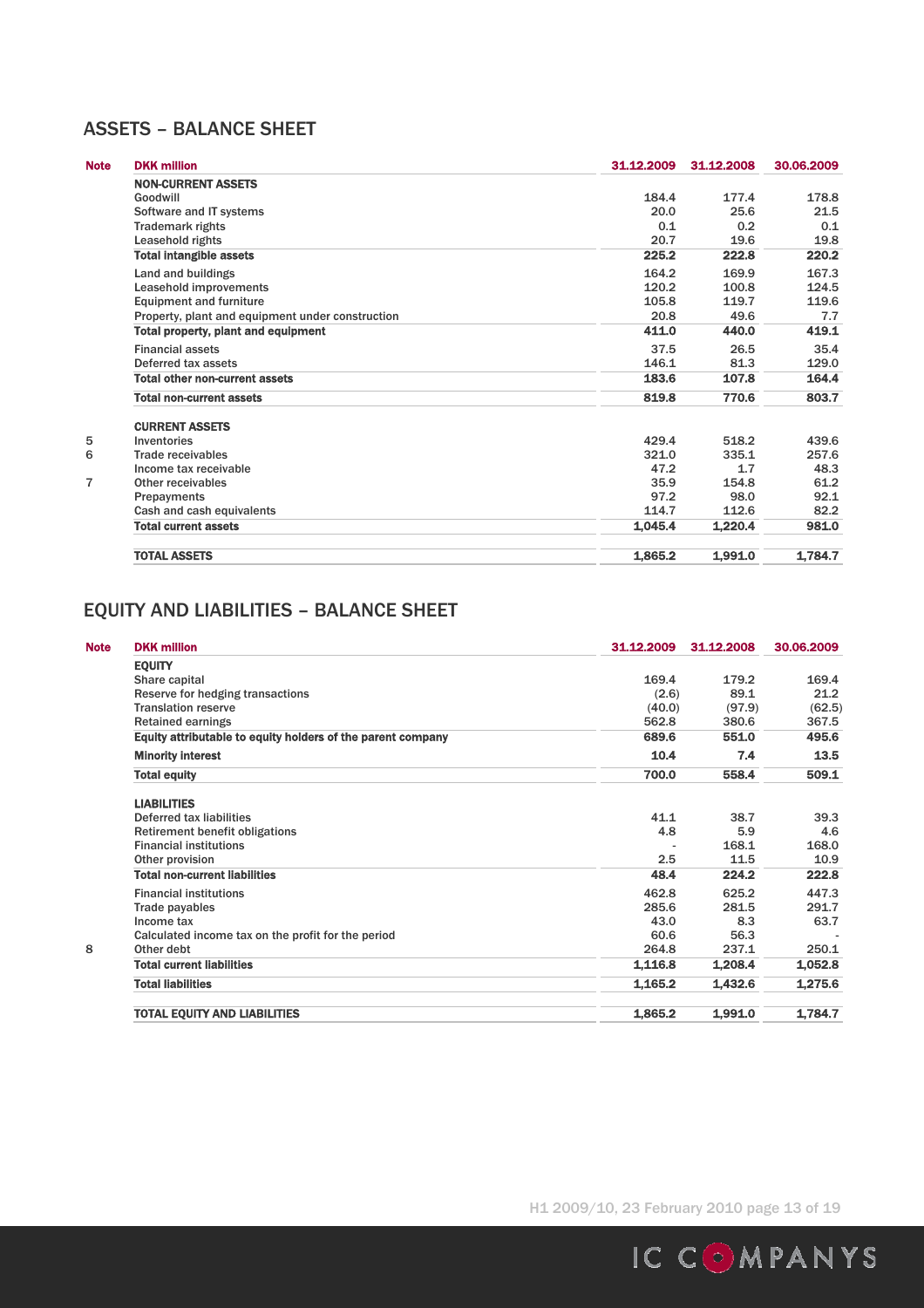## ASSETS – BALANCE SHEET

| Note | DKK million | 31.12.2009 | 31.12.2008 | 30.06.2009 |
|---|---|---|---|---|
| | **NON-CURRENT ASSETS** | | | |
| | Goodwill | 184.4 | 177.4 | 178.8 |
| | Software and IT systems | 20.0 | 25.6 | 21.5 |
| | Trademark rights | 0.1 | 0.2 | 0.1 |
| | Leasehold rights | 20.7 | 19.6 | 19.8 |
| | **Total intangible assets** | **225.2** | **222.8** | **220.2** |
| | Land and buildings | 164.2 | 169.9 | 167.3 |
| | Leasehold improvements | 120.2 | 100.8 | 124.5 |
| | Equipment and furniture | 105.8 | 119.7 | 119.6 |
| | Property, plant and equipment under construction | 20.8 | 49.6 | 7.7 |
| | **Total property, plant and equipment** | **411.0** | **440.0** | **419.1** |
| | Financial assets | 37.5 | 26.5 | 35.4 |
| | Deferred tax assets | 146.1 | 81.3 | 129.0 |
| | **Total other non-current assets** | **183.6** | **107.8** | **164.4** |
| | **Total non-current assets** | **819.8** | **770.6** | **803.7** |
| | **CURRENT ASSETS** | | | |
| 5 | Inventories | 429.4 | 518.2 | 439.6 |
| 6 | Trade receivables | 321.0 | 335.1 | 257.6 |
| | Income tax receivable | 47.2 | 1.7 | 48.3 |
| 7 | Other receivables | 35.9 | 154.8 | 61.2 |
| | Prepayments | 97.2 | 98.0 | 92.1 |
| | Cash and cash equivalents | 114.7 | 112.6 | 82.2 |
| | **Total current assets** | **1,045.4** | **1,220.4** | **981.0** |
| | **TOTAL ASSETS** | **1,865.2** | **1,991.0** | **1,784.7** |

## EQUITY AND LIABILITIES – BALANCE SHEET

| Note | DKK million | 31.12.2009 | 31.12.2008 | 30.06.2009 |
|---|---|---|---|---|
| | **EQUITY** | | | |
| | Share capital | 169.4 | 179.2 | 169.4 |
| | Reserve for hedging transactions | (2.6) | 89.1 | 21.2 |
| | Translation reserve | (40.0) | (97.9) | (62.5) |
| | Retained earnings | 562.8 | 380.6 | 367.5 |
| | **Equity attributable to equity holders of the parent company** | **689.6** | **551.0** | **495.6** |
| | **Minority interest** | **10.4** | **7.4** | **13.5** |
| | **Total equity** | **700.0** | **558.4** | **509.1** |
| | **LIABILITIES** | | | |
| | Deferred tax liabilities | 41.1 | 38.7 | 39.3 |
| | Retirement benefit obligations | 4.8 | 5.9 | 4.6 |
| | Financial institutions | - | 168.1 | 168.0 |
| | Other provision | 2.5 | 11.5 | 10.9 |
| | **Total non-current liabilities** | **48.4** | **224.2** | **222.8** |
| | Financial institutions | 462.8 | 625.2 | 447.3 |
| | Trade payables | 285.6 | 281.5 | 291.7 |
| | Income tax | 43.0 | 8.3 | 63.7 |
| | Calculated income tax on the profit for the period | 60.6 | 56.3 | - |
| 8 | Other debt | 264.8 | 237.1 | 250.1 |
| | **Total current liabilities** | **1,116.8** | **1,208.4** | **1,052.8** |
| | **Total liabilities** | **1,165.2** | **1,432.6** | **1,275.6** |
| | **TOTAL EQUITY AND LIABILITIES** | **1,865.2** | **1,991.0** | **1,784.7** |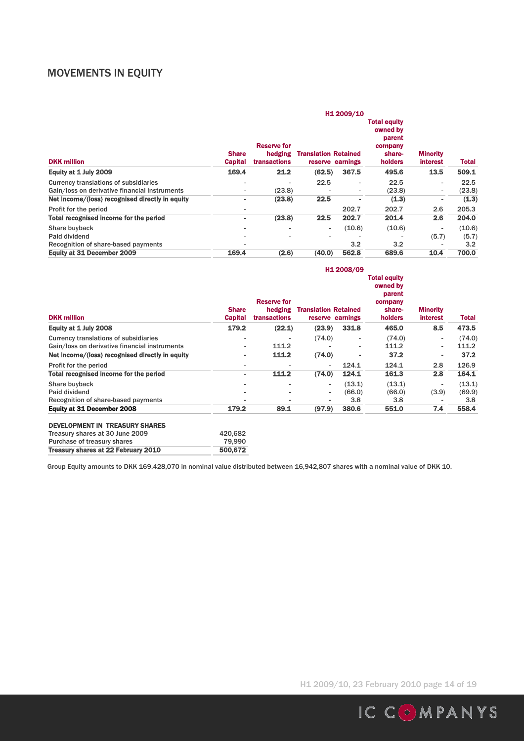## MOVEMENTS IN EQUITY

| | H1 2009/10 | | | | | | |
|---|---|---|---|---|---|---|---|
| **DKK million** | **Share Capital** | **Reserve for hedging transactions** | **Translation reserve** | **Retained earnings** | **Total equity owned by parent company share-holders** | **Minority interest** | **Total** |
| **Equity at 1 July 2009** | **169.4** | **21.2** | **(62.5)** | **367.5** | **495.6** | **13.5** | **509.1** |
| Currency translations of subsidiaries | - | - | 22.5 | - | 22.5 | - | 22.5 |
| Gain/loss on derivative financial instruments | - | (23.8) | - | - | (23.8) | - | (23.8) |
| **Net income/(loss) recognised directly in equity** | **-** | **(23.8)** | **22.5** | **-** | **(1.3)** | **-** | **(1.3)** |
| Profit for the period | - | | | 202.7 | 202.7 | 2.6 | 205.3 |
| **Total recognised income for the period** | **-** | **(23.8)** | **22.5** | **202.7** | **201.4** | **2.6** | **204.0** |
| Share buyback | - | - | - | (10.6) | (10.6) | - | (10.6) |
| Paid dividend | - | - | - | - | - | (5.7) | (5.7) |
| Recognition of share-based payments | - | | | 3.2 | 3.2 | - | 3.2 |
| **Equity at 31 December 2009** | **169.4** | **(2.6)** | **(40.0)** | **562.8** | **689.6** | **10.4** | **700.0** |

| | H1 2008/09 | | | | | | |
|---|---|---|---|---|---|---|---|
| **DKK million** | **Share Capital** | **Reserve for hedging transactions** | **Translation reserve** | **Retained earnings** | **Total equity owned by parent company share-holders** | **Minority interest** | **Total** |
| **Equity at 1 July 2008** | **179.2** | **(22.1)** | **(23.9)** | **331.8** | **465.0** | **8.5** | **473.5** |
| Currency translations of subsidiaries | - | - | (74.0) | - | (74.0) | - | (74.0) |
| Gain/loss on derivative financial instruments | - | 111.2 | - | - | 111.2 | - | 111.2 |
| **Net income/(loss) recognised directly in equity** | **-** | **111.2** | **(74.0)** | **-** | **37.2** | **-** | **37.2** |
| Profit for the period | - | - | - | 124.1 | 124.1 | 2.8 | 126.9 |
| **Total recognised income for the period** | **-** | **111.2** | **(74.0)** | **124.1** | **161.3** | **2.8** | **164.1** |
| Share buyback | - | - | - | (13.1) | (13.1) | - | (13.1) |
| Paid dividend | - | - | - | (66.0) | (66.0) | (3.9) | (69.9) |
| Recognition of share-based payments | - | - | - | 3.8 | 3.8 | - | 3.8 |
| **Equity at 31 December 2008** | **179.2** | **89.1** | **(97.9)** | **380.6** | **551.0** | **7.4** | **558.4** |

| **DEVELOPMENT IN TREASURY SHARES** | |
|---|---|
| Treasury shares at 30 June 2009 | 420,682 |
| Purchase of treasury shares | 79,990 |
| **Treasury shares at 22 February 2010** | **500,672** |

Group Equity amounts to DKK 169,428,070 in nominal value distributed between 16,942,807 shares with a nominal value of DKK 10.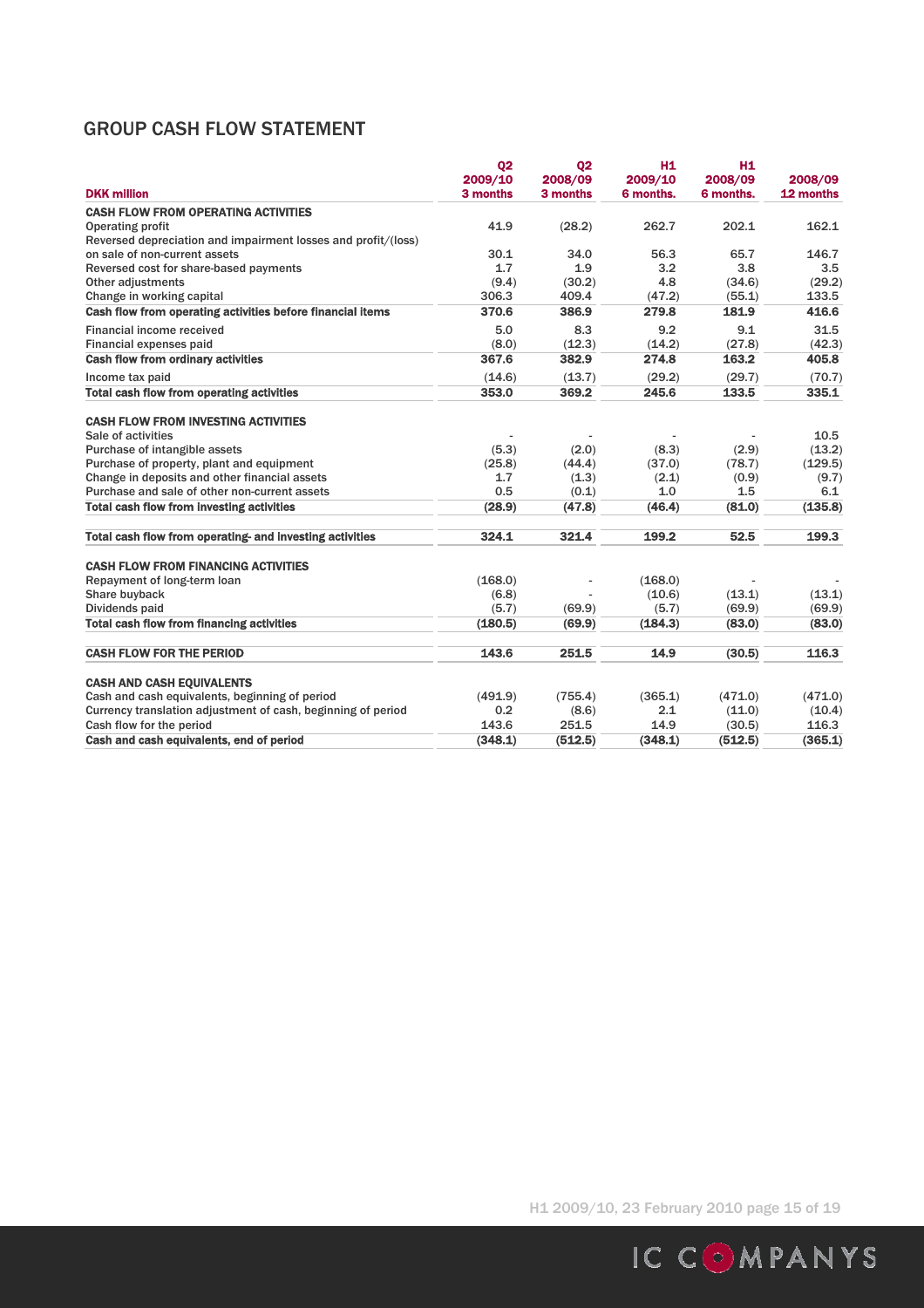## GROUP CASH FLOW STATEMENT

| DKK million | Q2 2009/10 3 months | Q2 2008/09 3 months | H1 2009/10 6 months. | H1 2008/09 6 months. | 2008/09 12 months |
|---|---|---|---|---|---|
| **CASH FLOW FROM OPERATING ACTIVITIES** | | | | | |
| Operating profit | 41.9 | (28.2) | 262.7 | 202.1 | 162.1 |
| Reversed depreciation and impairment losses and profit/(loss) on sale of non-current assets | 30.1 | 34.0 | 56.3 | 65.7 | 146.7 |
| Reversed cost for share-based payments | 1.7 | 1.9 | 3.2 | 3.8 | 3.5 |
| Other adjustments | (9.4) | (30.2) | 4.8 | (34.6) | (29.2) |
| Change in working capital | 306.3 | 409.4 | (47.2) | (55.1) | 133.5 |
| **Cash flow from operating activities before financial items** | **370.6** | **386.9** | **279.8** | **181.9** | **416.6** |
| Financial income received | 5.0 | 8.3 | 9.2 | 9.1 | 31.5 |
| Financial expenses paid | (8.0) | (12.3) | (14.2) | (27.8) | (42.3) |
| **Cash flow from ordinary activities** | **367.6** | **382.9** | **274.8** | **163.2** | **405.8** |
| Income tax paid | (14.6) | (13.7) | (29.2) | (29.7) | (70.7) |
| **Total cash flow from operating activities** | **353.0** | **369.2** | **245.6** | **133.5** | **335.1** |
| **CASH FLOW FROM INVESTING ACTIVITIES** | | | | | |
| Sale of activities | - | - | - | - | 10.5 |
| Purchase of intangible assets | (5.3) | (2.0) | (8.3) | (2.9) | (13.2) |
| Purchase of property, plant and equipment | (25.8) | (44.4) | (37.0) | (78.7) | (129.5) |
| Change in deposits and other financial assets | 1.7 | (1.3) | (2.1) | (0.9) | (9.7) |
| Purchase and sale of other non-current assets | 0.5 | (0.1) | 1.0 | 1.5 | 6.1 |
| **Total cash flow from investing activities** | **(28.9)** | **(47.8)** | **(46.4)** | **(81.0)** | **(135.8)** |
| **Total cash flow from operating- and investing activities** | **324.1** | **321.4** | **199.2** | **52.5** | **199.3** |
| **CASH FLOW FROM FINANCING ACTIVITIES** | | | | | |
| Repayment of long-term loan | (168.0) | - | (168.0) | - | - |
| Share buyback | (6.8) | - | (10.6) | (13.1) | (13.1) |
| Dividends paid | (5.7) | (69.9) | (5.7) | (69.9) | (69.9) |
| **Total cash flow from financing activities** | **(180.5)** | **(69.9)** | **(184.3)** | **(83.0)** | **(83.0)** |
| **CASH FLOW FOR THE PERIOD** | **143.6** | **251.5** | **14.9** | **(30.5)** | **116.3** |
| **CASH AND CASH EQUIVALENTS** | | | | | |
| Cash and cash equivalents, beginning of period | (491.9) | (755.4) | (365.1) | (471.0) | (471.0) |
| Currency translation adjustment of cash, beginning of period | 0.2 | (8.6) | 2.1 | (11.0) | (10.4) |
| Cash flow for the period | 143.6 | 251.5 | 14.9 | (30.5) | 116.3 |
| **Cash and cash equivalents, end of period** | **(348.1)** | **(512.5)** | **(348.1)** | **(512.5)** | **(365.1)** |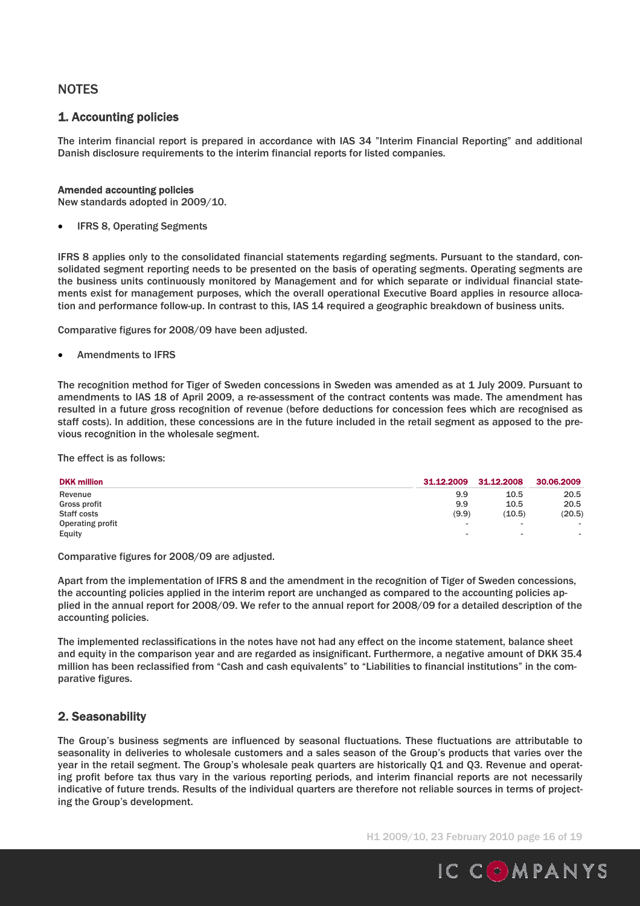# NOTES

## 1. Accounting policies

The interim financial report is prepared in accordance with IAS 34 "Interim Financial Reporting" and additional Danish disclosure requirements to the interim financial reports for listed companies.

**Amended accounting policies**
New standards adopted in 2009/10.

- IFRS 8, Operating Segments

IFRS 8 applies only to the consolidated financial statements regarding segments. Pursuant to the standard, consolidated segment reporting needs to be presented on the basis of operating segments. Operating segments are the business units continuously monitored by Management and for which separate or individual financial statements exist for management purposes, which the overall operational Executive Board applies in resource allocation and performance follow-up. In contrast to this, IAS 14 required a geographic breakdown of business units.

Comparative figures for 2008/09 have been adjusted.

- Amendments to IFRS

The recognition method for Tiger of Sweden concessions in Sweden was amended as at 1 July 2009. Pursuant to amendments to IAS 18 of April 2009, a re-assessment of the contract contents was made. The amendment has resulted in a future gross recognition of revenue (before deductions for concession fees which are recognised as staff costs). In addition, these concessions are in the future included in the retail segment as apposed to the previous recognition in the wholesale segment.

The effect is as follows:

| DKK million | 31.12.2009 | 31.12.2008 | 30.06.2009 |
|---|---|---|---|
| Revenue | 9.9 | 10.5 | 20.5 |
| Gross profit | 9.9 | 10.5 | 20.5 |
| Staff costs | (9.9) | (10.5) | (20.5) |
| Operating profit | - | - | - |
| Equity | - | - | - |

Comparative figures for 2008/09 are adjusted.

Apart from the implementation of IFRS 8 and the amendment in the recognition of Tiger of Sweden concessions, the accounting policies applied in the interim report are unchanged as compared to the accounting policies applied in the annual report for 2008/09. We refer to the annual report for 2008/09 for a detailed description of the accounting policies.

The implemented reclassifications in the notes have not had any effect on the income statement, balance sheet and equity in the comparison year and are regarded as insignificant. Furthermore, a negative amount of DKK 35.4 million has been reclassified from "Cash and cash equivalents" to "Liabilities to financial institutions" in the comparative figures.

## 2. Seasonability

The Group's business segments are influenced by seasonal fluctuations. These fluctuations are attributable to seasonality in deliveries to wholesale customers and a sales season of the Group's products that varies over the year in the retail segment. The Group's wholesale peak quarters are historically Q1 and Q3. Revenue and operating profit before tax thus vary in the various reporting periods, and interim financial reports are not necessarily indicative of future trends. Results of the individual quarters are therefore not reliable sources in terms of projecting the Group's development.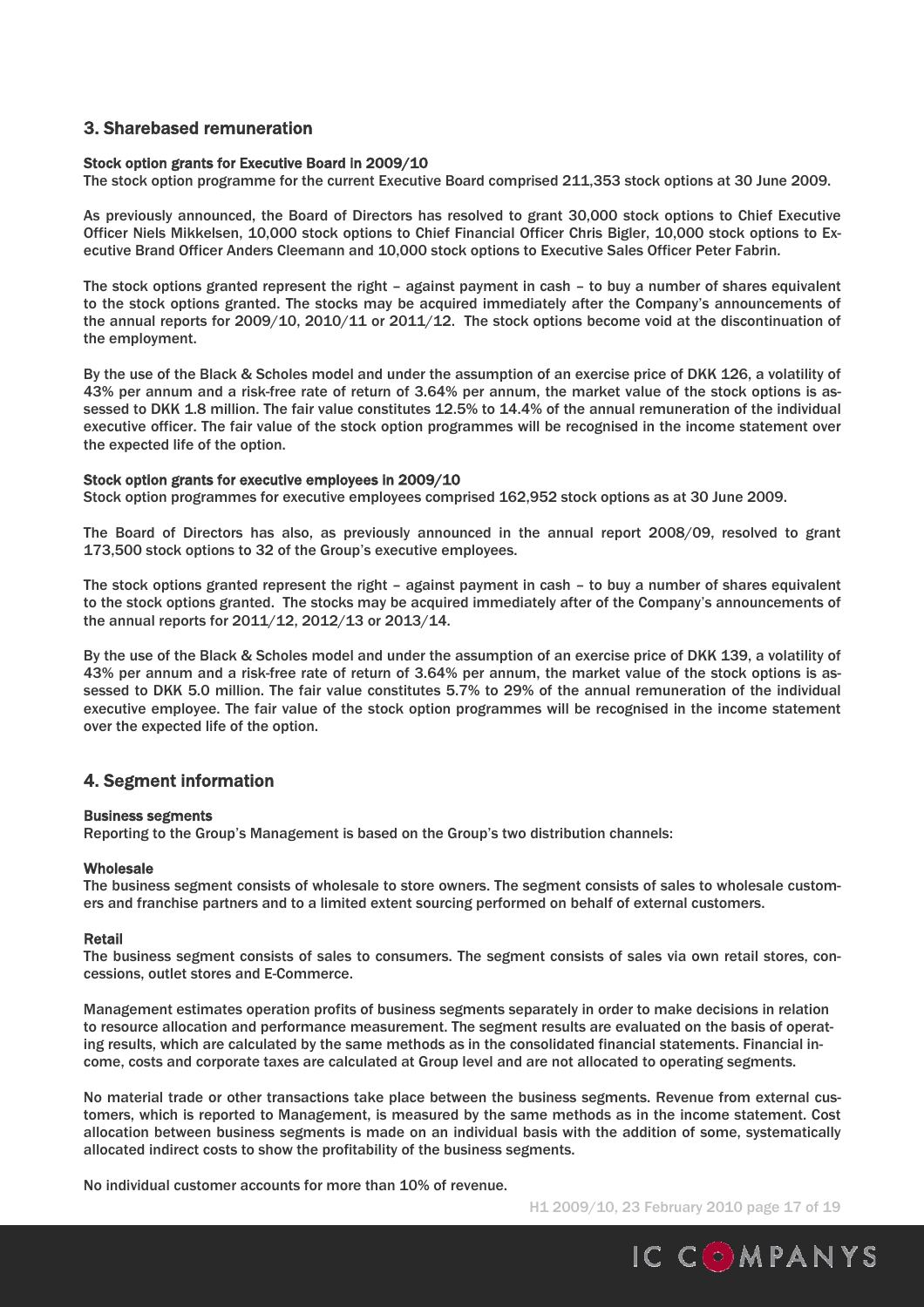## 3. Sharebased remuneration

**Stock option grants for Executive Board in 2009/10**

The stock option programme for the current Executive Board comprised 211,353 stock options at 30 June 2009.

As previously announced, the Board of Directors has resolved to grant 30,000 stock options to Chief Executive Officer Niels Mikkelsen, 10,000 stock options to Chief Financial Officer Chris Bigler, 10,000 stock options to Executive Brand Officer Anders Cleemann and 10,000 stock options to Executive Sales Officer Peter Fabrin.

The stock options granted represent the right – against payment in cash – to buy a number of shares equivalent to the stock options granted. The stocks may be acquired immediately after the Company's announcements of the annual reports for 2009/10, 2010/11 or 2011/12. The stock options become void at the discontinuation of the employment.

By the use of the Black & Scholes model and under the assumption of an exercise price of DKK 126, a volatility of 43% per annum and a risk-free rate of return of 3.64% per annum, the market value of the stock options is assessed to DKK 1.8 million. The fair value constitutes 12.5% to 14.4% of the annual remuneration of the individual executive officer. The fair value of the stock option programmes will be recognised in the income statement over the expected life of the option.

**Stock option grants for executive employees in 2009/10**

Stock option programmes for executive employees comprised 162,952 stock options as at 30 June 2009.

The Board of Directors has also, as previously announced in the annual report 2008/09, resolved to grant 173,500 stock options to 32 of the Group's executive employees.

The stock options granted represent the right – against payment in cash – to buy a number of shares equivalent to the stock options granted. The stocks may be acquired immediately after of the Company's announcements of the annual reports for 2011/12, 2012/13 or 2013/14.

By the use of the Black & Scholes model and under the assumption of an exercise price of DKK 139, a volatility of 43% per annum and a risk-free rate of return of 3.64% per annum, the market value of the stock options is assessed to DKK 5.0 million. The fair value constitutes 5.7% to 29% of the annual remuneration of the individual executive employee. The fair value of the stock option programmes will be recognised in the income statement over the expected life of the option.

## 4. Segment information

**Business segments**

Reporting to the Group's Management is based on the Group's two distribution channels:

**Wholesale**

The business segment consists of wholesale to store owners. The segment consists of sales to wholesale customers and franchise partners and to a limited extent sourcing performed on behalf of external customers.

**Retail**

The business segment consists of sales to consumers. The segment consists of sales via own retail stores, concessions, outlet stores and E-Commerce.

Management estimates operation profits of business segments separately in order to make decisions in relation to resource allocation and performance measurement. The segment results are evaluated on the basis of operating results, which are calculated by the same methods as in the consolidated financial statements. Financial income, costs and corporate taxes are calculated at Group level and are not allocated to operating segments.

No material trade or other transactions take place between the business segments. Revenue from external customers, which is reported to Management, is measured by the same methods as in the income statement. Cost allocation between business segments is made on an individual basis with the addition of some, systematically allocated indirect costs to show the profitability of the business segments.

No individual customer accounts for more than 10% of revenue.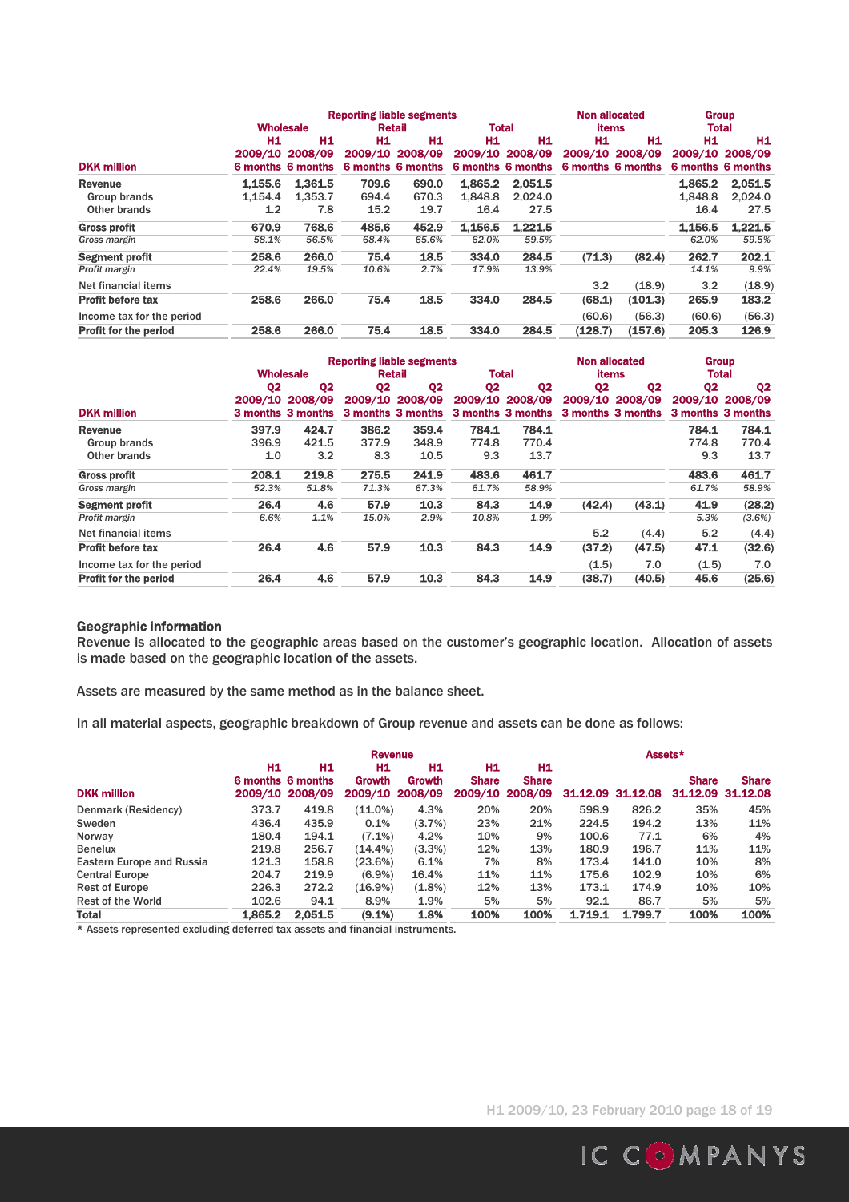| DKK million | Reporting liable segments | | | | | | Non allocated items | | Group Total | |
|---|---|---|---|---|---|---|---|---|---|---|
| | Wholesale | | Retail | | Total | | | | | |
| | H1 2009/10 6 months | H1 2008/09 6 months | H1 2009/10 6 months | H1 2008/09 6 months | H1 2009/10 6 months | H1 2008/09 6 months | H1 2009/10 6 months | H1 2008/09 6 months | H1 2009/10 6 months | H1 2008/09 6 months |
| **Revenue** | **1,155.6** | **1,361.5** | **709.6** | **690.0** | **1,865.2** | **2,051.5** | | | **1,865.2** | **2,051.5** |
| Group brands | 1,154.4 | 1,353.7 | 694.4 | 670.3 | 1,848.8 | 2,024.0 | | | 1,848.8 | 2,024.0 |
| Other brands | 1.2 | 7.8 | 15.2 | 19.7 | 16.4 | 27.5 | | | 16.4 | 27.5 |
| **Gross profit** | **670.9** | **768.6** | **485.6** | **452.9** | **1,156.5** | **1,221.5** | | | **1,156.5** | **1,221.5** |
| *Gross margin* | *58.1%* | *56.5%* | *68.4%* | *65.6%* | *62.0%* | *59.5%* | | | *62.0%* | *59.5%* |
| **Segment profit** | **258.6** | **266.0** | **75.4** | **18.5** | **334.0** | **284.5** | **(71.3)** | **(82.4)** | **262.7** | **202.1** |
| *Profit margin* | *22.4%* | *19.5%* | *10.6%* | *2.7%* | *17.9%* | *13.9%* | | | *14.1%* | *9.9%* |
| Net financial items | | | | | | | 3.2 | (18.9) | 3.2 | (18.9) |
| **Profit before tax** | **258.6** | **266.0** | **75.4** | **18.5** | **334.0** | **284.5** | **(68.1)** | **(101.3)** | **265.9** | **183.2** |
| Income tax for the period | | | | | | | (60.6) | (56.3) | (60.6) | (56.3) |
| **Profit for the period** | **258.6** | **266.0** | **75.4** | **18.5** | **334.0** | **284.5** | **(128.7)** | **(157.6)** | **205.3** | **126.9** |

| DKK million | Reporting liable segments | | | | | | Non allocated items | | Group Total | |
|---|---|---|---|---|---|---|---|---|---|---|
| | Wholesale | | Retail | | Total | | | | | |
| | Q2 2009/10 3 months | Q2 2008/09 3 months | Q2 2009/10 3 months | Q2 2008/09 3 months | Q2 2009/10 3 months | Q2 2008/09 3 months | Q2 2009/10 3 months | Q2 2008/09 3 months | Q2 2009/10 3 months | Q2 2008/09 3 months |
| **Revenue** | **397.9** | **424.7** | **386.2** | **359.4** | **784.1** | **784.1** | | | **784.1** | **784.1** |
| Group brands | 396.9 | 421.5 | 377.9 | 348.9 | 774.8 | 770.4 | | | 774.8 | 770.4 |
| Other brands | 1.0 | 3.2 | 8.3 | 10.5 | 9.3 | 13.7 | | | 9.3 | 13.7 |
| **Gross profit** | **208.1** | **219.8** | **275.5** | **241.9** | **483.6** | **461.7** | | | **483.6** | **461.7** |
| *Gross margin* | *52.3%* | *51.8%* | *71.3%* | *67.3%* | *61.7%* | *58.9%* | | | *61.7%* | *58.9%* |
| **Segment profit** | **26.4** | **4.6** | **57.9** | **10.3** | **84.3** | **14.9** | **(42.4)** | **(43.1)** | **41.9** | **(28.2)** |
| *Profit margin* | *6.6%* | *1.1%* | *15.0%* | *2.9%* | *10.8%* | *1.9%* | | | *5.3%* | *(3.6%)* |
| Net financial items | | | | | | | 5.2 | (4.4) | 5.2 | (4.4) |
| **Profit before tax** | **26.4** | **4.6** | **57.9** | **10.3** | **84.3** | **14.9** | **(37.2)** | **(47.5)** | **47.1** | **(32.6)** |
| Income tax for the period | | | | | | | (1.5) | 7.0 | (1.5) | 7.0 |
| **Profit for the period** | **26.4** | **4.6** | **57.9** | **10.3** | **84.3** | **14.9** | **(38.7)** | **(40.5)** | **45.6** | **(25.6)** |

### Geographic information

Revenue is allocated to the geographic areas based on the customer's geographic location. Allocation of assets is made based on the geographic location of the assets.

Assets are measured by the same method as in the balance sheet.

In all material aspects, geographic breakdown of Group revenue and assets can be done as follows:

| DKK million | Revenue | | | | | | Assets* | | | |
|---|---|---|---|---|---|---|---|---|---|---|
| | H1 6 months 2009/10 | H1 6 months 2008/09 | H1 Growth 2009/10 | H1 Growth 2008/09 | H1 Share 2009/10 | H1 Share 2008/09 | 31.12.09 | 31.12.08 | Share 31.12.09 | Share 31.12.08 |
| Denmark (Residency) | 373.7 | 419.8 | (11.0%) | 4.3% | 20% | 20% | 598.9 | 826.2 | 35% | 45% |
| Sweden | 436.4 | 435.9 | 0.1% | (3.7%) | 23% | 21% | 224.5 | 194.2 | 13% | 11% |
| Norway | 180.4 | 194.1 | (7.1%) | 4.2% | 10% | 9% | 100.6 | 77.1 | 6% | 4% |
| Benelux | 219.8 | 256.7 | (14.4%) | (3.3%) | 12% | 13% | 180.9 | 196.7 | 11% | 11% |
| Eastern Europe and Russia | 121.3 | 158.8 | (23.6%) | 6.1% | 7% | 8% | 173.4 | 141.0 | 10% | 8% |
| Central Europe | 204.7 | 219.9 | (6.9%) | 16.4% | 11% | 11% | 175.6 | 102.9 | 10% | 6% |
| Rest of Europe | 226.3 | 272.2 | (16.9%) | (1.8%) | 12% | 13% | 173.1 | 174.9 | 10% | 10% |
| Rest of the World | 102.6 | 94.1 | 8.9% | 1.9% | 5% | 5% | 92.1 | 86.7 | 5% | 5% |
| **Total** | **1,865.2** | **2,051.5** | **(9.1%)** | **1.8%** | **100%** | **100%** | **1.719.1** | **1.799.7** | **100%** | **100%** |

* Assets represented excluding deferred tax assets and financial instruments.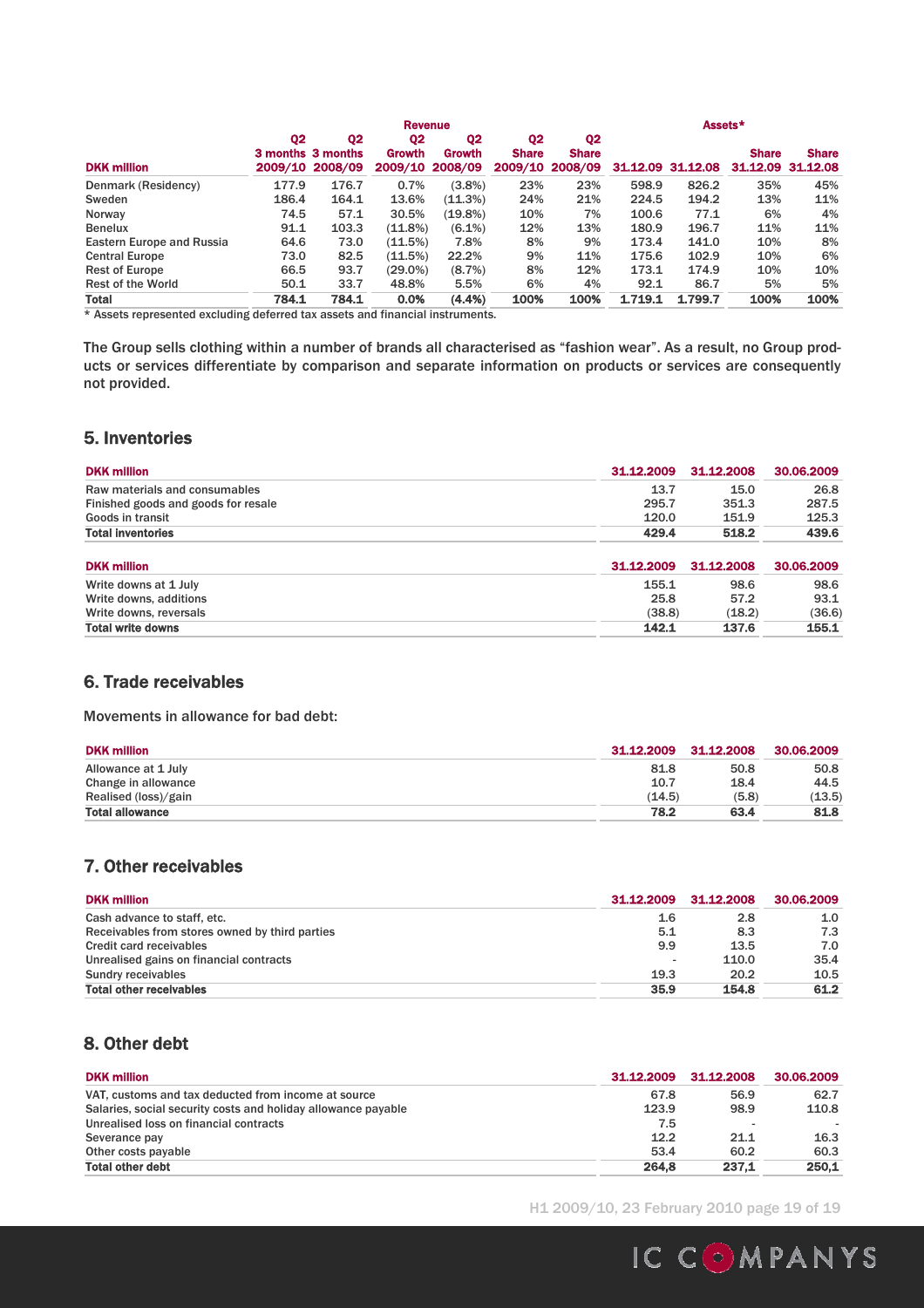| DKK million | Revenue | | | | | | Assets* | | | |
|---|---|---|---|---|---|---|---|---|---|---|
| | Q2 3 months 2009/10 | Q2 3 months 2008/09 | Q2 Growth 2009/10 | Q2 Growth 2008/09 | Q2 Share 2009/10 | Q2 Share 2008/09 | 31.12.09 | 31.12.08 | Share 31.12.09 | Share 31.12.08 |
| Denmark (Residency) | 177.9 | 176.7 | 0.7% | (3.8%) | 23% | 23% | 598.9 | 826.2 | 35% | 45% |
| Sweden | 186.4 | 164.1 | 13.6% | (11.3%) | 24% | 21% | 224.5 | 194.2 | 13% | 11% |
| Norway | 74.5 | 57.1 | 30.5% | (19.8%) | 10% | 7% | 100.6 | 77.1 | 6% | 4% |
| Benelux | 91.1 | 103.3 | (11.8%) | (6.1%) | 12% | 13% | 180.9 | 196.7 | 11% | 11% |
| Eastern Europe and Russia | 64.6 | 73.0 | (11.5%) | 7.8% | 8% | 9% | 173.4 | 141.0 | 10% | 8% |
| Central Europe | 73.0 | 82.5 | (11.5%) | 22.2% | 9% | 11% | 175.6 | 102.9 | 10% | 6% |
| Rest of Europe | 66.5 | 93.7 | (29.0%) | (8.7%) | 8% | 12% | 173.1 | 174.9 | 10% | 10% |
| Rest of the World | 50.1 | 33.7 | 48.8% | 5.5% | 6% | 4% | 92.1 | 86.7 | 5% | 5% |
| **Total** | **784.1** | **784.1** | **0.0%** | **(4.4%)** | **100%** | **100%** | **1.719.1** | **1.799.7** | **100%** | **100%** |

* Assets represented excluding deferred tax assets and financial instruments.

The Group sells clothing within a number of brands all characterised as "fashion wear". As a result, no Group products or services differentiate by comparison and separate information on products or services are consequently not provided.

## 5. Inventories

| DKK million | 31.12.2009 | 31.12.2008 | 30.06.2009 |
|---|---|---|---|
| Raw materials and consumables | 13.7 | 15.0 | 26.8 |
| Finished goods and goods for resale | 295.7 | 351.3 | 287.5 |
| Goods in transit | 120.0 | 151.9 | 125.3 |
| **Total inventories** | **429.4** | **518.2** | **439.6** |

| DKK million | 31.12.2009 | 31.12.2008 | 30.06.2009 |
|---|---|---|---|
| Write downs at 1 July | 155.1 | 98.6 | 98.6 |
| Write downs, additions | 25.8 | 57.2 | 93.1 |
| Write downs, reversals | (38.8) | (18.2) | (36.6) |
| **Total write downs** | **142.1** | **137.6** | **155.1** |

## 6. Trade receivables

Movements in allowance for bad debt:

| DKK million | 31.12.2009 | 31.12.2008 | 30.06.2009 |
|---|---|---|---|
| Allowance at 1 July | 81.8 | 50.8 | 50.8 |
| Change in allowance | 10.7 | 18.4 | 44.5 |
| Realised (loss)/gain | (14.5) | (5.8) | (13.5) |
| **Total allowance** | **78.2** | **63.4** | **81.8** |

## 7. Other receivables

| DKK million | 31.12.2009 | 31.12.2008 | 30.06.2009 |
|---|---|---|---|
| Cash advance to staff, etc. | 1.6 | 2.8 | 1.0 |
| Receivables from stores owned by third parties | 5.1 | 8.3 | 7.3 |
| Credit card receivables | 9.9 | 13.5 | 7.0 |
| Unrealised gains on financial contracts | - | 110.0 | 35.4 |
| Sundry receivables | 19.3 | 20.2 | 10.5 |
| **Total other receivables** | **35.9** | **154.8** | **61.2** |

## 8. Other debt

| DKK million | 31.12.2009 | 31.12.2008 | 30.06.2009 |
|---|---|---|---|
| VAT, customs and tax deducted from income at source | 67.8 | 56.9 | 62.7 |
| Salaries, social security costs and holiday allowance payable | 123.9 | 98.9 | 110.8 |
| Unrealised loss on financial contracts | 7.5 | - | - |
| Severance pay | 12.2 | 21.1 | 16.3 |
| Other costs payable | 53.4 | 60.2 | 60.3 |
| **Total other debt** | **264,8** | **237,1** | **250,1** |